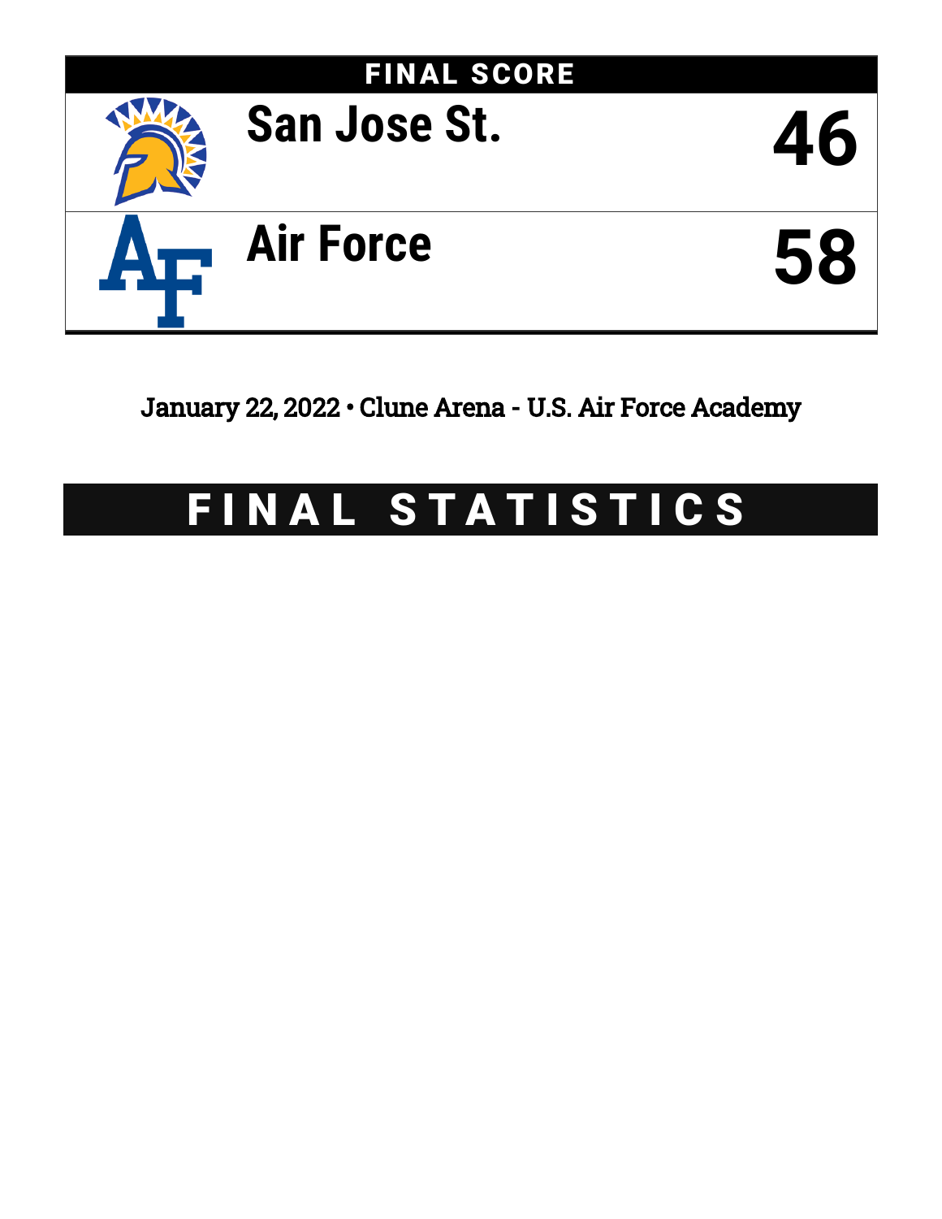## FINAL SCORE

| Team | Score |
| --- | --- |
| San Jose St. | 46 |
| Air Force | 58 |

January 22, 2022 • Clune Arena - U.S. Air Force Academy

# FINAL STATISTICS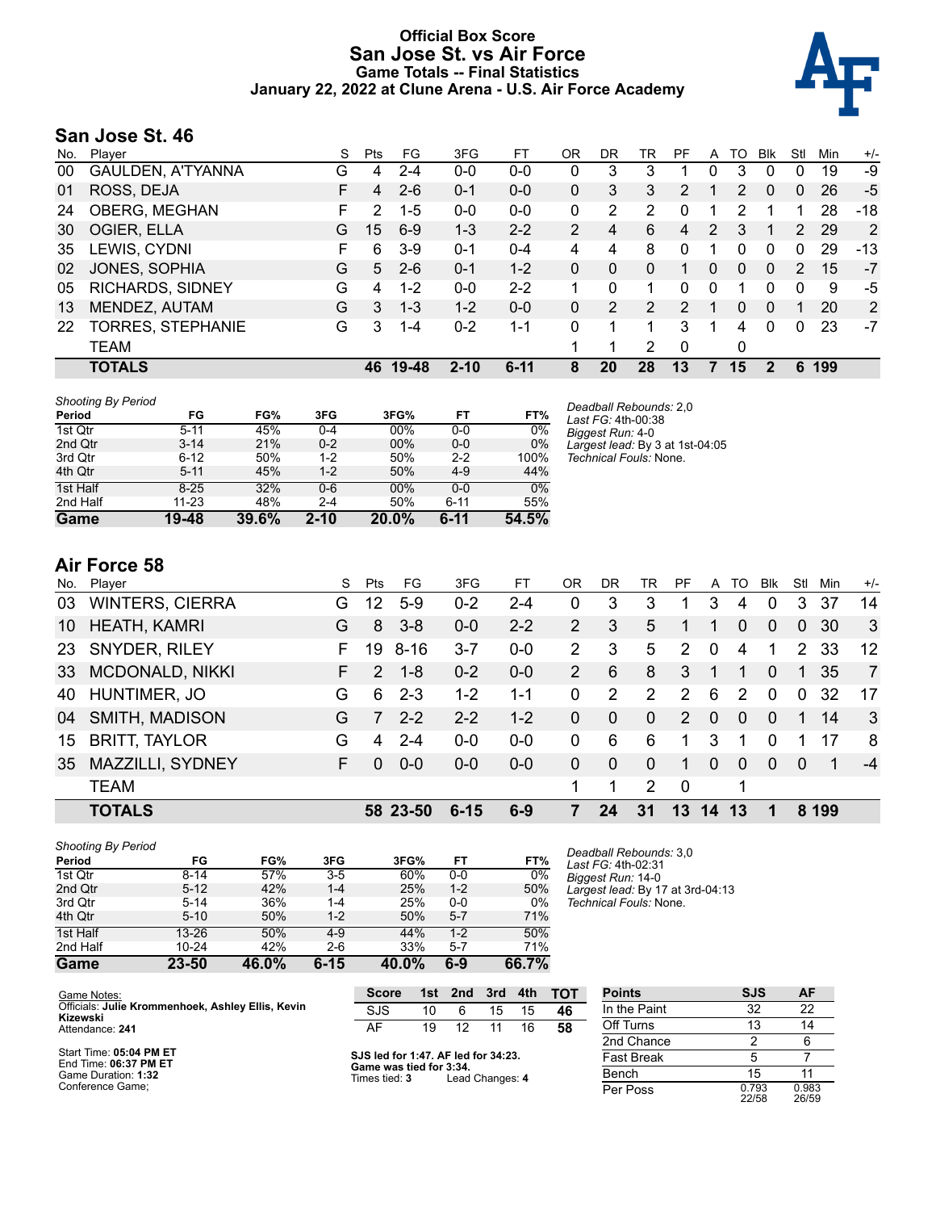# Official Box Score
# San Jose St. vs Air Force
## Game Totals -- Final Statistics
## January 22, 2022 at Clune Arena - U.S. Air Force Academy

## San Jose St. 46

| No. | Player | S | Pts | FG | 3FG | FT | OR | DR | TR | PF | A | TO | Blk | Stl | Min | +/- |
|---|---|---|---|---|---|---|---|---|---|---|---|---|---|---|---|---|
| 00 | GAULDEN, A'TYANNA | G | 4 | 2-4 | 0-0 | 0-0 | 0 | 3 | 3 | 1 | 0 | 3 | 0 | 0 | 19 | -9 |
| 01 | ROSS, DEJA | F | 4 | 2-6 | 0-1 | 0-0 | 0 | 3 | 3 | 2 | 1 | 2 | 0 | 0 | 26 | -5 |
| 24 | OBERG, MEGHAN | F | 2 | 1-5 | 0-0 | 0-0 | 0 | 2 | 2 | 0 | 1 | 2 | 1 | 1 | 28 | -18 |
| 30 | OGIER, ELLA | G | 15 | 6-9 | 1-3 | 2-2 | 2 | 4 | 6 | 4 | 2 | 3 | 1 | 2 | 29 | 2 |
| 35 | LEWIS, CYDNI | F | 6 | 3-9 | 0-1 | 0-4 | 4 | 4 | 8 | 0 | 1 | 0 | 0 | 0 | 29 | -13 |
| 02 | JONES, SOPHIA | G | 5 | 2-6 | 0-1 | 1-2 | 0 | 0 | 0 | 1 | 0 | 0 | 0 | 2 | 15 | -7 |
| 05 | RICHARDS, SIDNEY | G | 4 | 1-2 | 0-0 | 2-2 | 1 | 0 | 1 | 0 | 0 | 1 | 0 | 0 | 9 | -5 |
| 13 | MENDEZ, AUTAM | G | 3 | 1-3 | 1-2 | 0-0 | 0 | 2 | 2 | 2 | 1 | 0 | 0 | 1 | 20 | 2 |
| 22 | TORRES, STEPHANIE | G | 3 | 1-4 | 0-2 | 1-1 | 0 | 1 | 1 | 3 | 1 | 4 | 0 | 0 | 23 | -7 |
| | TEAM | | | | | | 1 | 1 | 2 | 0 | | 0 | | | | |
| | **TOTALS** | | **46** | **19-48** | **2-10** | **6-11** | **8** | **20** | **28** | **13** | **7** | **15** | **2** | **6** | **199** | |

*Shooting By Period*

| Period | FG | FG% | 3FG | 3FG% | FT | FT% |
|---|---|---|---|---|---|---|
| 1st Qtr | 5-11 | 45% | 0-4 | 00% | 0-0 | 0% |
| 2nd Qtr | 3-14 | 21% | 0-2 | 00% | 0-0 | 0% |
| 3rd Qtr | 6-12 | 50% | 1-2 | 50% | 2-2 | 100% |
| 4th Qtr | 5-11 | 45% | 1-2 | 50% | 4-9 | 44% |
| 1st Half | 8-25 | 32% | 0-6 | 00% | 0-0 | 0% |
| 2nd Half | 11-23 | 48% | 2-4 | 50% | 6-11 | 55% |
| **Game** | **19-48** | **39.6%** | **2-10** | **20.0%** | **6-11** | **54.5%** |

*Deadball Rebounds:* 2,0
*Last FG:* 4th-00:38
*Biggest Run:* 4-0
*Largest lead:* By 3 at 1st-04:05
*Technical Fouls:* None.

## Air Force 58

| No. | Player | S | Pts | FG | 3FG | FT | OR | DR | TR | PF | A | TO | Blk | Stl | Min | +/- |
|---|---|---|---|---|---|---|---|---|---|---|---|---|---|---|---|---|
| 03 | WINTERS, CIERRA | G | 12 | 5-9 | 0-2 | 2-4 | 0 | 3 | 3 | 1 | 3 | 4 | 0 | 3 | 37 | 14 |
| 10 | HEATH, KAMRI | G | 8 | 3-8 | 0-0 | 2-2 | 2 | 3 | 5 | 1 | 1 | 0 | 0 | 0 | 30 | 3 |
| 23 | SNYDER, RILEY | F | 19 | 8-16 | 3-7 | 0-0 | 2 | 3 | 5 | 2 | 0 | 4 | 1 | 2 | 33 | 12 |
| 33 | MCDONALD, NIKKI | F | 2 | 1-8 | 0-2 | 0-0 | 2 | 6 | 8 | 3 | 1 | 1 | 0 | 1 | 35 | 7 |
| 40 | HUNTIMER, JO | G | 6 | 2-3 | 1-2 | 1-1 | 0 | 2 | 2 | 2 | 6 | 2 | 0 | 0 | 32 | 17 |
| 04 | SMITH, MADISON | G | 7 | 2-2 | 2-2 | 1-2 | 0 | 0 | 0 | 2 | 0 | 0 | 0 | 1 | 14 | 3 |
| 15 | BRITT, TAYLOR | G | 4 | 2-4 | 0-0 | 0-0 | 0 | 6 | 6 | 1 | 3 | 1 | 0 | 1 | 17 | 8 |
| 35 | MAZZILLI, SYDNEY | F | 0 | 0-0 | 0-0 | 0-0 | 0 | 0 | 0 | 1 | 0 | 0 | 0 | 0 | 1 | -4 |
| | TEAM | | | | | | 1 | 1 | 2 | 0 | | 1 | | | | |
| | **TOTALS** | | **58** | **23-50** | **6-15** | **6-9** | **7** | **24** | **31** | **13** | **14** | **13** | **1** | **8** | **199** | |

*Shooting By Period*

| Period | FG | FG% | 3FG | 3FG% | FT | FT% |
|---|---|---|---|---|---|---|
| 1st Qtr | 8-14 | 57% | 3-5 | 60% | 0-0 | 0% |
| 2nd Qtr | 5-12 | 42% | 1-4 | 25% | 1-2 | 50% |
| 3rd Qtr | 5-14 | 36% | 1-4 | 25% | 0-0 | 0% |
| 4th Qtr | 5-10 | 50% | 1-2 | 50% | 5-7 | 71% |
| 1st Half | 13-26 | 50% | 4-9 | 44% | 1-2 | 50% |
| 2nd Half | 10-24 | 42% | 2-6 | 33% | 5-7 | 71% |
| **Game** | **23-50** | **46.0%** | **6-15** | **40.0%** | **6-9** | **66.7%** |

*Deadball Rebounds:* 3,0
*Last FG:* 4th-02:31
*Biggest Run:* 14-0
*Largest lead:* By 17 at 3rd-04:13
*Technical Fouls:* None.

Game Notes:
Officials: **Julie Krommenhoek, Ashley Ellis, Kevin Kizewski**
Attendance: **241**

Start Time: **05:04 PM ET**
End Time: **06:37 PM ET**
Game Duration: **1:32**
Conference Game;

| Score | 1st | 2nd | 3rd | 4th | TOT |
|---|---|---|---|---|---|
| SJS | 10 | 6 | 15 | 15 | **46** |
| AF | 19 | 12 | 11 | 16 | **58** |

**SJS led for 1:47. AF led for 34:23.**
**Game was tied for 3:34.**
Times tied: **3** Lead Changes: **4**

| Points | SJS | AF |
|---|---|---|
| In the Paint | 32 | 22 |
| Off Turns | 13 | 14 |
| 2nd Chance | 2 | 6 |
| Fast Break | 5 | 7 |
| Bench | 15 | 11 |
| Per Poss | 0.793 22/58 | 0.983 26/59 |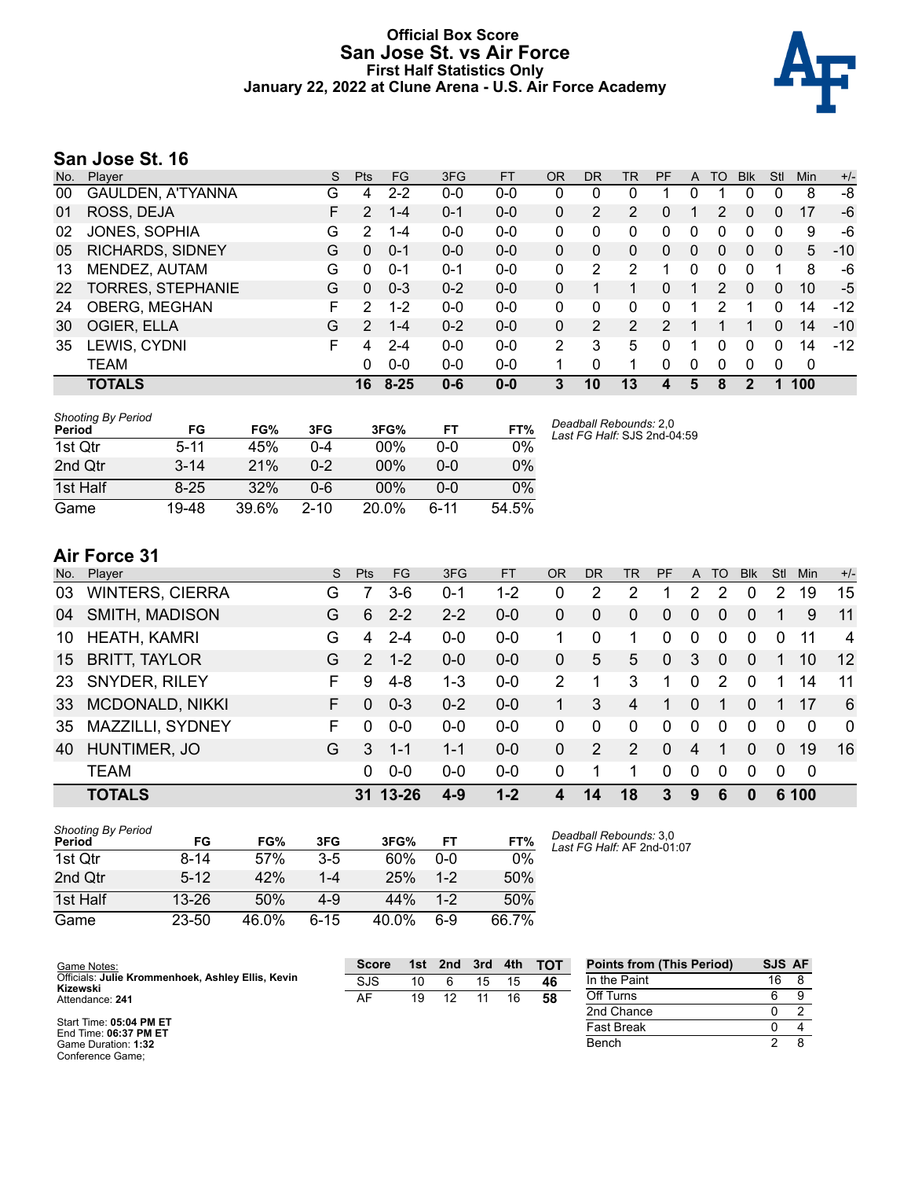# Official Box Score
## San Jose St. vs Air Force
### First Half Statistics Only
### January 22, 2022 at Clune Arena - U.S. Air Force Academy

## San Jose St. 16

| No. | Player | S | Pts | FG | 3FG | FT | OR | DR | TR | PF | A | TO | Blk | Stl | Min | +/- |
|---|---|---|---|---|---|---|---|---|---|---|---|---|---|---|---|---|
| 00 | GAULDEN, A'TYANNA | G | 4 | 2-2 | 0-0 | 0-0 | 0 | 0 | 0 | 1 | 0 | 1 | 0 | 0 | 8 | -8 |
| 01 | ROSS, DEJA | F | 2 | 1-4 | 0-1 | 0-0 | 0 | 2 | 2 | 0 | 1 | 2 | 0 | 0 | 17 | -6 |
| 02 | JONES, SOPHIA | G | 2 | 1-4 | 0-0 | 0-0 | 0 | 0 | 0 | 0 | 0 | 0 | 0 | 0 | 9 | -6 |
| 05 | RICHARDS, SIDNEY | G | 0 | 0-1 | 0-0 | 0-0 | 0 | 0 | 0 | 0 | 0 | 0 | 0 | 0 | 5 | -10 |
| 13 | MENDEZ, AUTAM | G | 0 | 0-1 | 0-1 | 0-0 | 0 | 2 | 2 | 1 | 0 | 0 | 0 | 1 | 8 | -6 |
| 22 | TORRES, STEPHANIE | G | 0 | 0-3 | 0-2 | 0-0 | 0 | 1 | 1 | 0 | 1 | 2 | 0 | 0 | 10 | -5 |
| 24 | OBERG, MEGHAN | F | 2 | 1-2 | 0-0 | 0-0 | 0 | 0 | 0 | 0 | 1 | 2 | 1 | 0 | 14 | -12 |
| 30 | OGIER, ELLA | G | 2 | 1-4 | 0-2 | 0-0 | 0 | 2 | 2 | 2 | 1 | 1 | 1 | 0 | 14 | -10 |
| 35 | LEWIS, CYDNI | F | 4 | 2-4 | 0-0 | 0-0 | 2 | 3 | 5 | 0 | 1 | 0 | 0 | 0 | 14 | -12 |
| | TEAM | | 0 | 0-0 | 0-0 | 0-0 | 1 | 0 | 1 | 0 | 0 | 0 | 0 | 0 | 0 | |
| | **TOTALS** | | **16** | **8-25** | **0-6** | **0-0** | **3** | **10** | **13** | **4** | **5** | **8** | **2** | **1** | **100** | |

*Shooting By Period*

| Period | FG | FG% | 3FG | 3FG% | FT | FT% |
|---|---|---|---|---|---|---|
| 1st Qtr | 5-11 | 45% | 0-4 | 00% | 0-0 | 0% |
| 2nd Qtr | 3-14 | 21% | 0-2 | 00% | 0-0 | 0% |
| 1st Half | 8-25 | 32% | 0-6 | 00% | 0-0 | 0% |
| Game | 19-48 | 39.6% | 2-10 | 20.0% | 6-11 | 54.5% |

*Deadball Rebounds:* 2,0
*Last FG Half:* SJS 2nd-04:59

## Air Force 31

| No. | Player | S | Pts | FG | 3FG | FT | OR | DR | TR | PF | A | TO | Blk | Stl | Min | +/- |
|---|---|---|---|---|---|---|---|---|---|---|---|---|---|---|---|---|
| 03 | WINTERS, CIERRA | G | 7 | 3-6 | 0-1 | 1-2 | 0 | 2 | 2 | 1 | 2 | 2 | 0 | 2 | 19 | 15 |
| 04 | SMITH, MADISON | G | 6 | 2-2 | 2-2 | 0-0 | 0 | 0 | 0 | 0 | 0 | 0 | 0 | 1 | 9 | 11 |
| 10 | HEATH, KAMRI | G | 4 | 2-4 | 0-0 | 0-0 | 1 | 0 | 1 | 0 | 0 | 0 | 0 | 0 | 11 | 4 |
| 15 | BRITT, TAYLOR | G | 2 | 1-2 | 0-0 | 0-0 | 0 | 5 | 5 | 0 | 3 | 0 | 0 | 1 | 10 | 12 |
| 23 | SNYDER, RILEY | F | 9 | 4-8 | 1-3 | 0-0 | 2 | 1 | 3 | 1 | 0 | 2 | 0 | 1 | 14 | 11 |
| 33 | MCDONALD, NIKKI | F | 0 | 0-3 | 0-2 | 0-0 | 1 | 3 | 4 | 1 | 0 | 1 | 0 | 1 | 17 | 6 |
| 35 | MAZZILLI, SYDNEY | F | 0 | 0-0 | 0-0 | 0-0 | 0 | 0 | 0 | 0 | 0 | 0 | 0 | 0 | 0 | 0 |
| 40 | HUNTIMER, JO | G | 3 | 1-1 | 1-1 | 0-0 | 0 | 2 | 2 | 0 | 4 | 1 | 0 | 0 | 19 | 16 |
| | TEAM | | 0 | 0-0 | 0-0 | 0-0 | 0 | 1 | 1 | 0 | 0 | 0 | 0 | 0 | 0 | |
| | **TOTALS** | | **31** | **13-26** | **4-9** | **1-2** | **4** | **14** | **18** | **3** | **9** | **6** | **0** | **6** | **100** | |

*Shooting By Period*

| Period | FG | FG% | 3FG | 3FG% | FT | FT% |
|---|---|---|---|---|---|---|
| 1st Qtr | 8-14 | 57% | 3-5 | 60% | 0-0 | 0% |
| 2nd Qtr | 5-12 | 42% | 1-4 | 25% | 1-2 | 50% |
| 1st Half | 13-26 | 50% | 4-9 | 44% | 1-2 | 50% |
| Game | 23-50 | 46.0% | 6-15 | 40.0% | 6-9 | 66.7% |

*Deadball Rebounds:* 3,0
*Last FG Half:* AF 2nd-01:07

Game Notes:
Officials: **Julie Krommenhoek, Ashley Ellis, Kevin Kizewski**
Attendance: **241**

Start Time: **05:04 PM ET**
End Time: **06:37 PM ET**
Game Duration: **1:32**
Conference Game;

| Score | 1st | 2nd | 3rd | 4th | TOT |
|---|---|---|---|---|---|
| SJS | 10 | 6 | 15 | 15 | **46** |
| AF | 19 | 12 | 11 | 16 | **58** |

| Points from (This Period) | SJS | AF |
|---|---|---|
| In the Paint | 16 | 8 |
| Off Turns | 6 | 9 |
| 2nd Chance | 0 | 2 |
| Fast Break | 0 | 4 |
| Bench | 2 | 8 |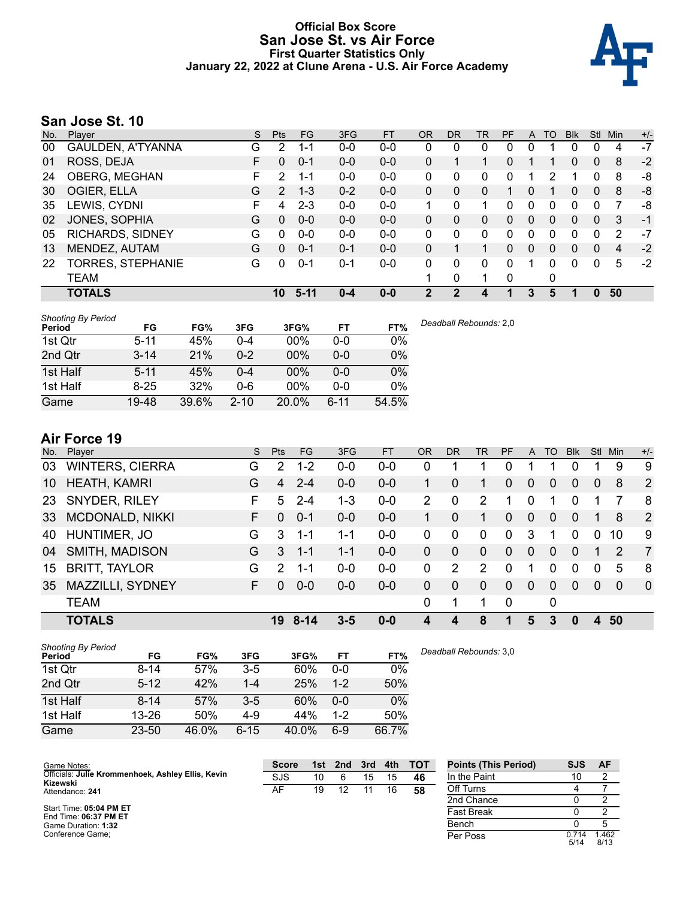# Official Box Score
## San Jose St. vs Air Force
### First Quarter Statistics Only
### January 22, 2022 at Clune Arena - U.S. Air Force Academy

## San Jose St. 10

| No. | Player | S | Pts | FG | 3FG | FT | OR | DR | TR | PF | A | TO | Blk | Stl | Min | +/- |
|---|---|---|---|---|---|---|---|---|---|---|---|---|---|---|---|---|
| 00 | GAULDEN, A'TYANNA | G | 2 | 1-1 | 0-0 | 0-0 | 0 | 0 | 0 | 0 | 0 | 1 | 0 | 0 | 4 | -7 |
| 01 | ROSS, DEJA | F | 0 | 0-1 | 0-0 | 0-0 | 0 | 1 | 1 | 0 | 1 | 1 | 0 | 0 | 8 | -2 |
| 24 | OBERG, MEGHAN | F | 2 | 1-1 | 0-0 | 0-0 | 0 | 0 | 0 | 0 | 1 | 2 | 1 | 0 | 8 | -8 |
| 30 | OGIER, ELLA | G | 2 | 1-3 | 0-2 | 0-0 | 0 | 0 | 0 | 1 | 0 | 1 | 0 | 0 | 8 | -8 |
| 35 | LEWIS, CYDNI | F | 4 | 2-3 | 0-0 | 0-0 | 1 | 0 | 1 | 0 | 0 | 0 | 0 | 0 | 7 | -8 |
| 02 | JONES, SOPHIA | G | 0 | 0-0 | 0-0 | 0-0 | 0 | 0 | 0 | 0 | 0 | 0 | 0 | 0 | 3 | -1 |
| 05 | RICHARDS, SIDNEY | G | 0 | 0-0 | 0-0 | 0-0 | 0 | 0 | 0 | 0 | 0 | 0 | 0 | 0 | 2 | -7 |
| 13 | MENDEZ, AUTAM | G | 0 | 0-1 | 0-1 | 0-0 | 0 | 1 | 1 | 0 | 0 | 0 | 0 | 0 | 4 | -2 |
| 22 | TORRES, STEPHANIE | G | 0 | 0-1 | 0-1 | 0-0 | 0 | 0 | 0 | 0 | 1 | 0 | 0 | 0 | 5 | -2 |
| | TEAM | | | | | | 1 | 0 | 1 | 0 | | 0 | | | | |
| | **TOTALS** | | **10** | **5-11** | **0-4** | **0-0** | **2** | **2** | **4** | **1** | **3** | **5** | **1** | **0** | **50** | |

*Shooting By Period*

| Period | FG | FG% | 3FG | 3FG% | FT | FT% |
|---|---|---|---|---|---|---|
| 1st Qtr | 5-11 | 45% | 0-4 | 00% | 0-0 | 0% |
| 2nd Qtr | 3-14 | 21% | 0-2 | 00% | 0-0 | 0% |
| 1st Half | 5-11 | 45% | 0-4 | 00% | 0-0 | 0% |
| 1st Half | 8-25 | 32% | 0-6 | 00% | 0-0 | 0% |
| Game | 19-48 | 39.6% | 2-10 | 20.0% | 6-11 | 54.5% |

*Deadball Rebounds:* 2,0

## Air Force 19

| No. | Player | S | Pts | FG | 3FG | FT | OR | DR | TR | PF | A | TO | Blk | Stl | Min | +/- |
|---|---|---|---|---|---|---|---|---|---|---|---|---|---|---|---|---|
| 03 | WINTERS, CIERRA | G | 2 | 1-2 | 0-0 | 0-0 | 0 | 1 | 1 | 0 | 1 | 1 | 0 | 1 | 9 | 9 |
| 10 | HEATH, KAMRI | G | 4 | 2-4 | 0-0 | 0-0 | 1 | 0 | 1 | 0 | 0 | 0 | 0 | 0 | 8 | 2 |
| 23 | SNYDER, RILEY | F | 5 | 2-4 | 1-3 | 0-0 | 2 | 0 | 2 | 1 | 0 | 1 | 0 | 1 | 7 | 8 |
| 33 | MCDONALD, NIKKI | F | 0 | 0-1 | 0-0 | 0-0 | 1 | 0 | 1 | 0 | 0 | 0 | 0 | 1 | 8 | 2 |
| 40 | HUNTIMER, JO | G | 3 | 1-1 | 1-1 | 0-0 | 0 | 0 | 0 | 0 | 3 | 1 | 0 | 0 | 10 | 9 |
| 04 | SMITH, MADISON | G | 3 | 1-1 | 1-1 | 0-0 | 0 | 0 | 0 | 0 | 0 | 0 | 0 | 1 | 2 | 7 |
| 15 | BRITT, TAYLOR | G | 2 | 1-1 | 0-0 | 0-0 | 0 | 2 | 2 | 0 | 1 | 0 | 0 | 0 | 5 | 8 |
| 35 | MAZZILLI, SYDNEY | F | 0 | 0-0 | 0-0 | 0-0 | 0 | 0 | 0 | 0 | 0 | 0 | 0 | 0 | 0 | 0 |
| | TEAM | | | | | | 0 | 1 | 1 | 0 | | 0 | | | | |
| | **TOTALS** | | **19** | **8-14** | **3-5** | **0-0** | **4** | **4** | **8** | **1** | **5** | **3** | **0** | **4** | **50** | |

*Shooting By Period*

| Period | FG | FG% | 3FG | 3FG% | FT | FT% |
|---|---|---|---|---|---|---|
| 1st Qtr | 8-14 | 57% | 3-5 | 60% | 0-0 | 0% |
| 2nd Qtr | 5-12 | 42% | 1-4 | 25% | 1-2 | 50% |
| 1st Half | 8-14 | 57% | 3-5 | 60% | 0-0 | 0% |
| 1st Half | 13-26 | 50% | 4-9 | 44% | 1-2 | 50% |
| Game | 23-50 | 46.0% | 6-15 | 40.0% | 6-9 | 66.7% |

*Deadball Rebounds:* 3,0

Game Notes:
Officials: **Julie Krommenhoek, Ashley Ellis, Kevin Kizewski**
Attendance: **241**

Start Time: **05:04 PM ET**
End Time: **06:37 PM ET**
Game Duration: **1:32**
Conference Game;

| Score | 1st | 2nd | 3rd | 4th | TOT |
|---|---|---|---|---|---|
| SJS | 10 | 6 | 15 | 15 | **46** |
| AF | 19 | 12 | 11 | 16 | **58** |

| Points (This Period) | SJS | AF |
|---|---|---|
| In the Paint | 10 | 2 |
| Off Turns | 4 | 7 |
| 2nd Chance | 0 | 2 |
| Fast Break | 0 | 2 |
| Bench | 0 | 5 |
| Per Poss | 0.714 5/14 | 1.462 8/13 |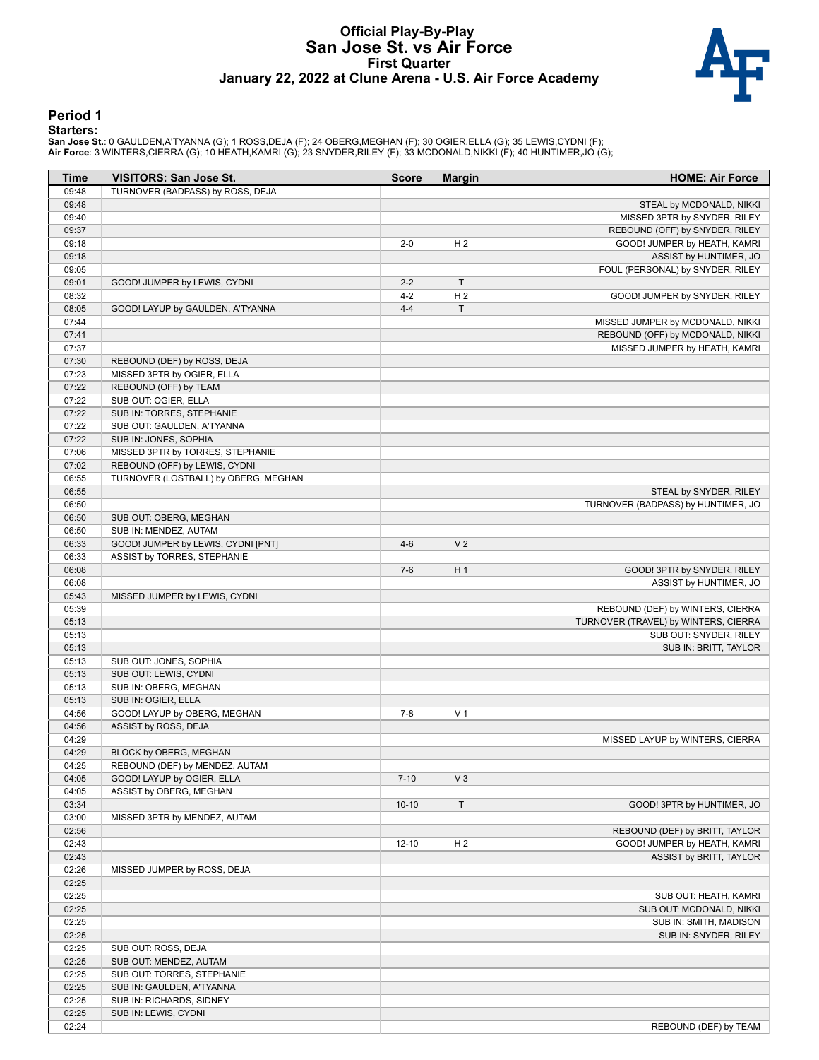# Official Play-By-Play
## San Jose St. vs Air Force
### First Quarter
### January 22, 2022 at Clune Arena - U.S. Air Force Academy

## Period 1

**Starters:**

**San Jose St.**: 0 GAULDEN,A'TYANNA (G); 1 ROSS,DEJA (F); 24 OBERG,MEGHAN (F); 30 OGIER,ELLA (G); 35 LEWIS,CYDNI (F);
**Air Force**: 3 WINTERS,CIERRA (G); 10 HEATH,KAMRI (G); 23 SNYDER,RILEY (F); 33 MCDONALD,NIKKI (F); 40 HUNTIMER,JO (G);

| Time | VISITORS: San Jose St. | Score | Margin | HOME: Air Force |
|---|---|---|---|---|
| 09:48 | TURNOVER (BADPASS) by ROSS, DEJA | | | |
| 09:48 | | | | STEAL by MCDONALD, NIKKI |
| 09:40 | | | | MISSED 3PTR by SNYDER, RILEY |
| 09:37 | | | | REBOUND (OFF) by SNYDER, RILEY |
| 09:18 | | 2-0 | H 2 | GOOD! JUMPER by HEATH, KAMRI |
| 09:18 | | | | ASSIST by HUNTIMER, JO |
| 09:05 | | | | FOUL (PERSONAL) by SNYDER, RILEY |
| 09:01 | GOOD! JUMPER by LEWIS, CYDNI | 2-2 | T | |
| 08:32 | | 4-2 | H 2 | GOOD! JUMPER by SNYDER, RILEY |
| 08:05 | GOOD! LAYUP by GAULDEN, A'TYANNA | 4-4 | T | |
| 07:44 | | | | MISSED JUMPER by MCDONALD, NIKKI |
| 07:41 | | | | REBOUND (OFF) by MCDONALD, NIKKI |
| 07:37 | | | | MISSED JUMPER by HEATH, KAMRI |
| 07:30 | REBOUND (DEF) by ROSS, DEJA | | | |
| 07:23 | MISSED 3PTR by OGIER, ELLA | | | |
| 07:22 | REBOUND (OFF) by TEAM | | | |
| 07:22 | SUB OUT: OGIER, ELLA | | | |
| 07:22 | SUB IN: TORRES, STEPHANIE | | | |
| 07:22 | SUB OUT: GAULDEN, A'TYANNA | | | |
| 07:22 | SUB IN: JONES, SOPHIA | | | |
| 07:06 | MISSED 3PTR by TORRES, STEPHANIE | | | |
| 07:02 | REBOUND (OFF) by LEWIS, CYDNI | | | |
| 06:55 | TURNOVER (LOSTBALL) by OBERG, MEGHAN | | | |
| 06:55 | | | | STEAL by SNYDER, RILEY |
| 06:50 | | | | TURNOVER (BADPASS) by HUNTIMER, JO |
| 06:50 | SUB OUT: OBERG, MEGHAN | | | |
| 06:50 | SUB IN: MENDEZ, AUTAM | | | |
| 06:33 | GOOD! JUMPER by LEWIS, CYDNI [PNT] | 4-6 | V 2 | |
| 06:33 | ASSIST by TORRES, STEPHANIE | | | |
| 06:08 | | 7-6 | H 1 | GOOD! 3PTR by SNYDER, RILEY |
| 06:08 | | | | ASSIST by HUNTIMER, JO |
| 05:43 | MISSED JUMPER by LEWIS, CYDNI | | | |
| 05:39 | | | | REBOUND (DEF) by WINTERS, CIERRA |
| 05:13 | | | | TURNOVER (TRAVEL) by WINTERS, CIERRA |
| 05:13 | | | | SUB OUT: SNYDER, RILEY |
| 05:13 | | | | SUB IN: BRITT, TAYLOR |
| 05:13 | SUB OUT: JONES, SOPHIA | | | |
| 05:13 | SUB OUT: LEWIS, CYDNI | | | |
| 05:13 | SUB IN: OBERG, MEGHAN | | | |
| 05:13 | SUB IN: OGIER, ELLA | | | |
| 04:56 | GOOD! LAYUP by OBERG, MEGHAN | 7-8 | V 1 | |
| 04:56 | ASSIST by ROSS, DEJA | | | |
| 04:29 | | | | MISSED LAYUP by WINTERS, CIERRA |
| 04:29 | BLOCK by OBERG, MEGHAN | | | |
| 04:25 | REBOUND (DEF) by MENDEZ, AUTAM | | | |
| 04:05 | GOOD! LAYUP by OGIER, ELLA | 7-10 | V 3 | |
| 04:05 | ASSIST by OBERG, MEGHAN | | | |
| 03:34 | | 10-10 | T | GOOD! 3PTR by HUNTIMER, JO |
| 03:00 | MISSED 3PTR by MENDEZ, AUTAM | | | |
| 02:56 | | | | REBOUND (DEF) by BRITT, TAYLOR |
| 02:43 | | 12-10 | H 2 | GOOD! JUMPER by HEATH, KAMRI |
| 02:43 | | | | ASSIST by BRITT, TAYLOR |
| 02:26 | MISSED JUMPER by ROSS, DEJA | | | |
| 02:25 | | | | |
| 02:25 | | | | SUB OUT: HEATH, KAMRI |
| 02:25 | | | | SUB OUT: MCDONALD, NIKKI |
| 02:25 | | | | SUB IN: SMITH, MADISON |
| 02:25 | | | | SUB IN: SNYDER, RILEY |
| 02:25 | SUB OUT: ROSS, DEJA | | | |
| 02:25 | SUB OUT: MENDEZ, AUTAM | | | |
| 02:25 | SUB OUT: TORRES, STEPHANIE | | | |
| 02:25 | SUB IN: GAULDEN, A'TYANNA | | | |
| 02:25 | SUB IN: RICHARDS, SIDNEY | | | |
| 02:25 | SUB IN: LEWIS, CYDNI | | | |
| 02:24 | | | | REBOUND (DEF) by TEAM |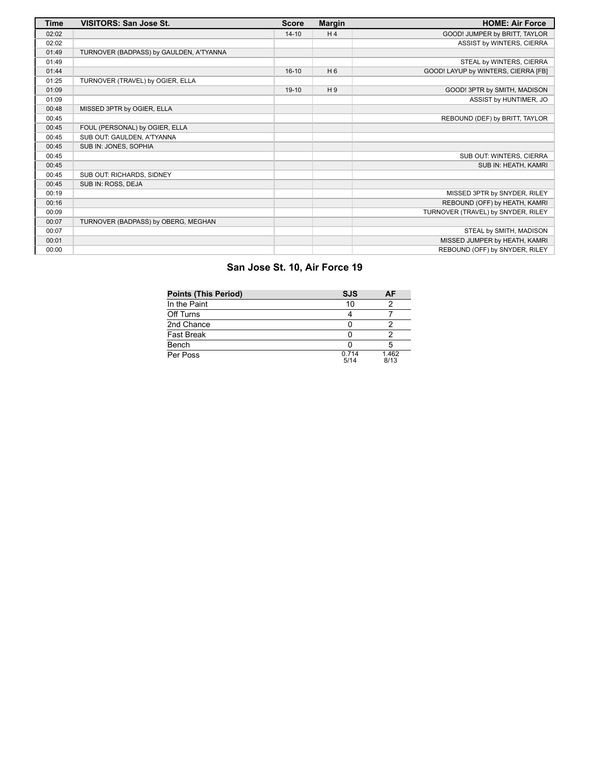| Time | VISITORS: San Jose St. | Score | Margin | HOME: Air Force |
|---|---|---|---|---|
| 02:02 | | 14-10 | H 4 | GOOD! JUMPER by BRITT, TAYLOR |
| 02:02 | | | | ASSIST by WINTERS, CIERRA |
| 01:49 | TURNOVER (BADPASS) by GAULDEN, A'TYANNA | | | |
| 01:49 | | | | STEAL by WINTERS, CIERRA |
| 01:44 | | 16-10 | H 6 | GOOD! LAYUP by WINTERS, CIERRA [FB] |
| 01:25 | TURNOVER (TRAVEL) by OGIER, ELLA | | | |
| 01:09 | | 19-10 | H 9 | GOOD! 3PTR by SMITH, MADISON |
| 01:09 | | | | ASSIST by HUNTIMER, JO |
| 00:48 | MISSED 3PTR by OGIER, ELLA | | | |
| 00:45 | | | | REBOUND (DEF) by BRITT, TAYLOR |
| 00:45 | FOUL (PERSONAL) by OGIER, ELLA | | | |
| 00:45 | SUB OUT: GAULDEN, A'TYANNA | | | |
| 00:45 | SUB IN: JONES, SOPHIA | | | |
| 00:45 | | | | SUB OUT: WINTERS, CIERRA |
| 00:45 | | | | SUB IN: HEATH, KAMRI |
| 00:45 | SUB OUT: RICHARDS, SIDNEY | | | |
| 00:45 | SUB IN: ROSS, DEJA | | | |
| 00:19 | | | | MISSED 3PTR by SNYDER, RILEY |
| 00:16 | | | | REBOUND (OFF) by HEATH, KAMRI |
| 00:09 | | | | TURNOVER (TRAVEL) by SNYDER, RILEY |
| 00:07 | TURNOVER (BADPASS) by OBERG, MEGHAN | | | |
| 00:07 | | | | STEAL by SMITH, MADISON |
| 00:01 | | | | MISSED JUMPER by HEATH, KAMRI |
| 00:00 | | | | REBOUND (OFF) by SNYDER, RILEY |

## San Jose St. 10, Air Force 19

| Points (This Period) | SJS | AF |
|---|---|---|
| In the Paint | 10 | 2 |
| Off Turns | 4 | 7 |
| 2nd Chance | 0 | 2 |
| Fast Break | 0 | 2 |
| Bench | 0 | 5 |
| Per Poss | 0.714 5/14 | 1.462 8/13 |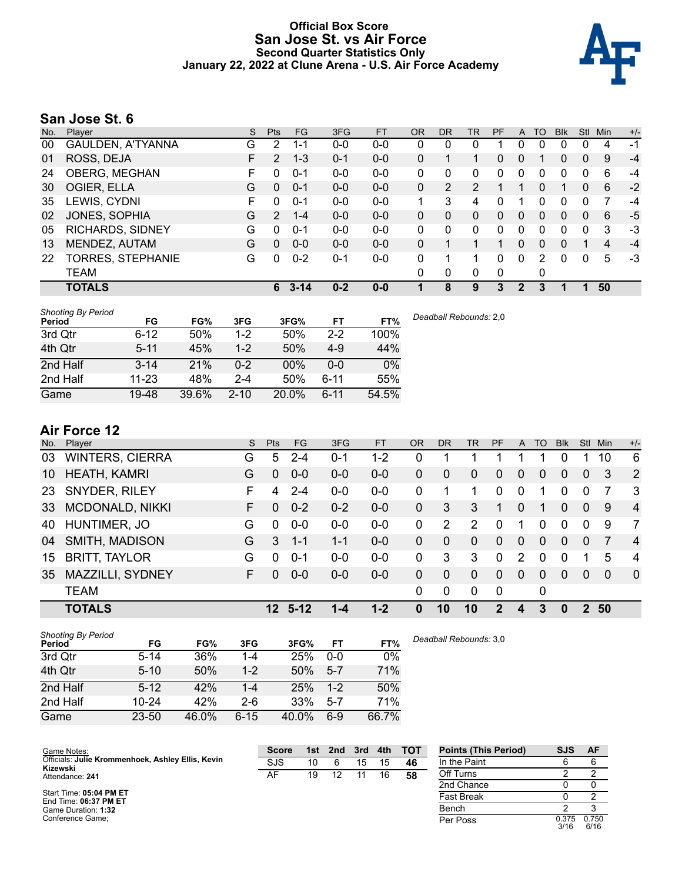# Official Box Score
## San Jose St. vs Air Force
### Second Quarter Statistics Only
### January 22, 2022 at Clune Arena - U.S. Air Force Academy

## San Jose St. 6

| No. | Player | S | Pts | FG | 3FG | FT | OR | DR | TR | PF | A | TO | Blk | Stl | Min | +/- |
|---|---|---|---|---|---|---|---|---|---|---|---|---|---|---|---|---|
| 00 | GAULDEN, A'TYANNA | G | 2 | 1-1 | 0-0 | 0-0 | 0 | 0 | 0 | 1 | 0 | 0 | 0 | 0 | 4 | -1 |
| 01 | ROSS, DEJA | F | 2 | 1-3 | 0-1 | 0-0 | 0 | 1 | 1 | 0 | 0 | 1 | 0 | 0 | 9 | -4 |
| 24 | OBERG, MEGHAN | F | 0 | 0-1 | 0-0 | 0-0 | 0 | 0 | 0 | 0 | 0 | 0 | 0 | 0 | 6 | -4 |
| 30 | OGIER, ELLA | G | 0 | 0-1 | 0-0 | 0-0 | 0 | 2 | 2 | 1 | 1 | 0 | 1 | 0 | 6 | -2 |
| 35 | LEWIS, CYDNI | F | 0 | 0-1 | 0-0 | 0-0 | 1 | 3 | 4 | 0 | 1 | 0 | 0 | 0 | 7 | -4 |
| 02 | JONES, SOPHIA | G | 2 | 1-4 | 0-0 | 0-0 | 0 | 0 | 0 | 0 | 0 | 0 | 0 | 0 | 6 | -5 |
| 05 | RICHARDS, SIDNEY | G | 0 | 0-1 | 0-0 | 0-0 | 0 | 0 | 0 | 0 | 0 | 0 | 0 | 0 | 3 | -3 |
| 13 | MENDEZ, AUTAM | G | 0 | 0-0 | 0-0 | 0-0 | 0 | 1 | 1 | 1 | 0 | 0 | 0 | 1 | 4 | -4 |
| 22 | TORRES, STEPHANIE | G | 0 | 0-2 | 0-1 | 0-0 | 0 | 1 | 1 | 0 | 0 | 2 | 0 | 0 | 5 | -3 |
| | TEAM | | | | | | 0 | 0 | 0 | 0 | | 0 | | | | |
| | **TOTALS** | | **6** | **3-14** | **0-2** | **0-0** | **1** | **8** | **9** | **3** | **2** | **3** | **1** | **1** | **50** | |

*Shooting By Period*

| Period | FG | FG% | 3FG | 3FG% | FT | FT% |
|---|---|---|---|---|---|---|
| 3rd Qtr | 6-12 | 50% | 1-2 | 50% | 2-2 | 100% |
| 4th Qtr | 5-11 | 45% | 1-2 | 50% | 4-9 | 44% |
| 2nd Half | 3-14 | 21% | 0-2 | 00% | 0-0 | 0% |
| 2nd Half | 11-23 | 48% | 2-4 | 50% | 6-11 | 55% |
| Game | 19-48 | 39.6% | 2-10 | 20.0% | 6-11 | 54.5% |

*Deadball Rebounds:* 2,0

## Air Force 12

| No. | Player | S | Pts | FG | 3FG | FT | OR | DR | TR | PF | A | TO | Blk | Stl | Min | +/- |
|---|---|---|---|---|---|---|---|---|---|---|---|---|---|---|---|---|
| 03 | WINTERS, CIERRA | G | 5 | 2-4 | 0-1 | 1-2 | 0 | 1 | 1 | 1 | 1 | 1 | 0 | 1 | 10 | 6 |
| 10 | HEATH, KAMRI | G | 0 | 0-0 | 0-0 | 0-0 | 0 | 0 | 0 | 0 | 0 | 0 | 0 | 0 | 3 | 2 |
| 23 | SNYDER, RILEY | F | 4 | 2-4 | 0-0 | 0-0 | 0 | 1 | 1 | 0 | 0 | 1 | 0 | 0 | 7 | 3 |
| 33 | MCDONALD, NIKKI | F | 0 | 0-2 | 0-2 | 0-0 | 0 | 3 | 3 | 1 | 0 | 1 | 0 | 0 | 9 | 4 |
| 40 | HUNTIMER, JO | G | 0 | 0-0 | 0-0 | 0-0 | 0 | 2 | 2 | 0 | 1 | 0 | 0 | 0 | 9 | 7 |
| 04 | SMITH, MADISON | G | 3 | 1-1 | 1-1 | 0-0 | 0 | 0 | 0 | 0 | 0 | 0 | 0 | 0 | 7 | 4 |
| 15 | BRITT, TAYLOR | G | 0 | 0-1 | 0-0 | 0-0 | 0 | 3 | 3 | 0 | 2 | 0 | 0 | 1 | 5 | 4 |
| 35 | MAZZILLI, SYDNEY | F | 0 | 0-0 | 0-0 | 0-0 | 0 | 0 | 0 | 0 | 0 | 0 | 0 | 0 | 0 | 0 |
| | TEAM | | | | | | 0 | 0 | 0 | 0 | | 0 | | | | |
| | **TOTALS** | | **12** | **5-12** | **1-4** | **1-2** | **0** | **10** | **10** | **2** | **4** | **3** | **0** | **2** | **50** | |

*Shooting By Period*

| Period | FG | FG% | 3FG | 3FG% | FT | FT% |
|---|---|---|---|---|---|---|
| 3rd Qtr | 5-14 | 36% | 1-4 | 25% | 0-0 | 0% |
| 4th Qtr | 5-10 | 50% | 1-2 | 50% | 5-7 | 71% |
| 2nd Half | 5-12 | 42% | 1-4 | 25% | 1-2 | 50% |
| 2nd Half | 10-24 | 42% | 2-6 | 33% | 5-7 | 71% |
| Game | 23-50 | 46.0% | 6-15 | 40.0% | 6-9 | 66.7% |

*Deadball Rebounds:* 3,0

Game Notes:
Officials: **Julie Krommenhoek, Ashley Ellis, Kevin Kizewski**
Attendance: **241**

Start Time: **05:04 PM ET**
End Time: **06:37 PM ET**
Game Duration: **1:32**
Conference Game;

| Score | 1st | 2nd | 3rd | 4th | TOT |
|---|---|---|---|---|---|
| SJS | 10 | 6 | 15 | 15 | **46** |
| AF | 19 | 12 | 11 | 16 | **58** |

| Points (This Period) | SJS | AF |
|---|---|---|
| In the Paint | 6 | 6 |
| Off Turns | 2 | 2 |
| 2nd Chance | 0 | 0 |
| Fast Break | 0 | 2 |
| Bench | 2 | 3 |
| Per Poss | 0.375 3/16 | 0.750 6/16 |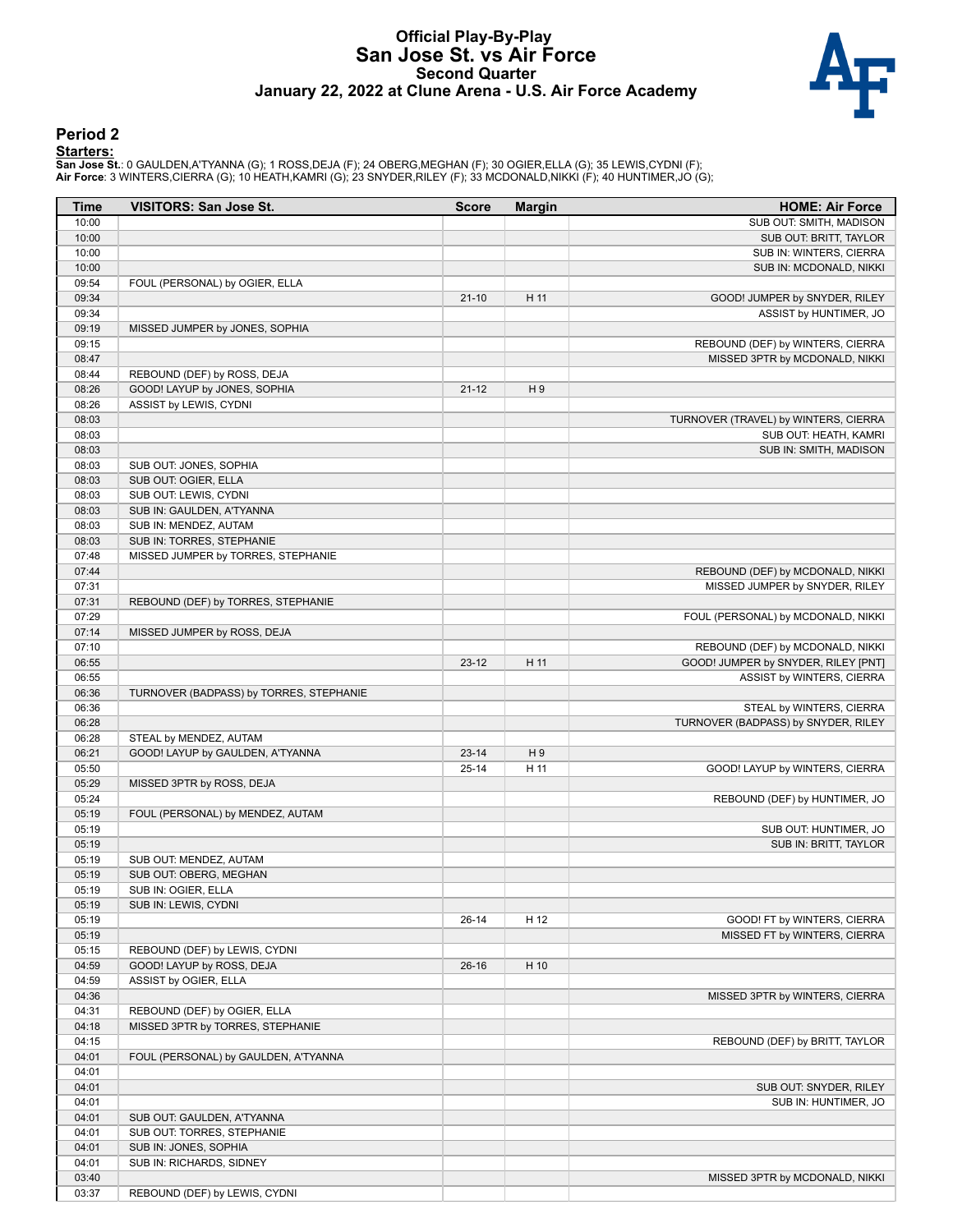# Official Play-By-Play
## San Jose St. vs Air Force
### Second Quarter
### January 22, 2022 at Clune Arena - U.S. Air Force Academy

## Period 2

**Starters:**

**San Jose St.**: 0 GAULDEN,A'TYANNA (G); 1 ROSS,DEJA (F); 24 OBERG,MEGHAN (F); 30 OGIER,ELLA (G); 35 LEWIS,CYDNI (F);
**Air Force**: 3 WINTERS,CIERRA (G); 10 HEATH,KAMRI (G); 23 SNYDER,RILEY (F); 33 MCDONALD,NIKKI (F); 40 HUNTIMER,JO (G);

| Time | VISITORS: San Jose St. | Score | Margin | HOME: Air Force |
|---|---|---|---|---|
| 10:00 | | | | SUB OUT: SMITH, MADISON |
| 10:00 | | | | SUB OUT: BRITT, TAYLOR |
| 10:00 | | | | SUB IN: WINTERS, CIERRA |
| 10:00 | | | | SUB IN: MCDONALD, NIKKI |
| 09:54 | FOUL (PERSONAL) by OGIER, ELLA | | | |
| 09:34 | | 21-10 | H 11 | GOOD! JUMPER by SNYDER, RILEY |
| 09:34 | | | | ASSIST by HUNTIMER, JO |
| 09:19 | MISSED JUMPER by JONES, SOPHIA | | | |
| 09:15 | | | | REBOUND (DEF) by WINTERS, CIERRA |
| 08:47 | | | | MISSED 3PTR by MCDONALD, NIKKI |
| 08:44 | REBOUND (DEF) by ROSS, DEJA | | | |
| 08:26 | GOOD! LAYUP by JONES, SOPHIA | 21-12 | H 9 | |
| 08:26 | ASSIST by LEWIS, CYDNI | | | |
| 08:03 | | | | TURNOVER (TRAVEL) by WINTERS, CIERRA |
| 08:03 | | | | SUB OUT: HEATH, KAMRI |
| 08:03 | | | | SUB IN: SMITH, MADISON |
| 08:03 | SUB OUT: JONES, SOPHIA | | | |
| 08:03 | SUB OUT: OGIER, ELLA | | | |
| 08:03 | SUB OUT: LEWIS, CYDNI | | | |
| 08:03 | SUB IN: GAULDEN, A'TYANNA | | | |
| 08:03 | SUB IN: MENDEZ, AUTAM | | | |
| 08:03 | SUB IN: TORRES, STEPHANIE | | | |
| 07:48 | MISSED JUMPER by TORRES, STEPHANIE | | | |
| 07:44 | | | | REBOUND (DEF) by MCDONALD, NIKKI |
| 07:31 | | | | MISSED JUMPER by SNYDER, RILEY |
| 07:31 | REBOUND (DEF) by TORRES, STEPHANIE | | | |
| 07:29 | | | | FOUL (PERSONAL) by MCDONALD, NIKKI |
| 07:14 | MISSED JUMPER by ROSS, DEJA | | | |
| 07:10 | | | | REBOUND (DEF) by MCDONALD, NIKKI |
| 06:55 | | 23-12 | H 11 | GOOD! JUMPER by SNYDER, RILEY [PNT] |
| 06:55 | | | | ASSIST by WINTERS, CIERRA |
| 06:36 | TURNOVER (BADPASS) by TORRES, STEPHANIE | | | |
| 06:36 | | | | STEAL by WINTERS, CIERRA |
| 06:28 | | | | TURNOVER (BADPASS) by SNYDER, RILEY |
| 06:28 | STEAL by MENDEZ, AUTAM | | | |
| 06:21 | GOOD! LAYUP by GAULDEN, A'TYANNA | 23-14 | H 9 | |
| 05:50 | | 25-14 | H 11 | GOOD! LAYUP by WINTERS, CIERRA |
| 05:29 | MISSED 3PTR by ROSS, DEJA | | | |
| 05:24 | | | | REBOUND (DEF) by HUNTIMER, JO |
| 05:19 | FOUL (PERSONAL) by MENDEZ, AUTAM | | | |
| 05:19 | | | | SUB OUT: HUNTIMER, JO |
| 05:19 | | | | SUB IN: BRITT, TAYLOR |
| 05:19 | SUB OUT: MENDEZ, AUTAM | | | |
| 05:19 | SUB OUT: OBERG, MEGHAN | | | |
| 05:19 | SUB IN: OGIER, ELLA | | | |
| 05:19 | SUB IN: LEWIS, CYDNI | | | |
| 05:19 | | 26-14 | H 12 | GOOD! FT by WINTERS, CIERRA |
| 05:19 | | | | MISSED FT by WINTERS, CIERRA |
| 05:15 | REBOUND (DEF) by LEWIS, CYDNI | | | |
| 04:59 | GOOD! LAYUP by ROSS, DEJA | 26-16 | H 10 | |
| 04:59 | ASSIST by OGIER, ELLA | | | |
| 04:36 | | | | MISSED 3PTR by WINTERS, CIERRA |
| 04:31 | REBOUND (DEF) by OGIER, ELLA | | | |
| 04:18 | MISSED 3PTR by TORRES, STEPHANIE | | | |
| 04:15 | | | | REBOUND (DEF) by BRITT, TAYLOR |
| 04:01 | FOUL (PERSONAL) by GAULDEN, A'TYANNA | | | |
| 04:01 | | | | |
| 04:01 | | | | SUB OUT: SNYDER, RILEY |
| 04:01 | | | | SUB IN: HUNTIMER, JO |
| 04:01 | SUB OUT: GAULDEN, A'TYANNA | | | |
| 04:01 | SUB OUT: TORRES, STEPHANIE | | | |
| 04:01 | SUB IN: JONES, SOPHIA | | | |
| 04:01 | SUB IN: RICHARDS, SIDNEY | | | |
| 03:40 | | | | MISSED 3PTR by MCDONALD, NIKKI |
| 03:37 | REBOUND (DEF) by LEWIS, CYDNI | | | |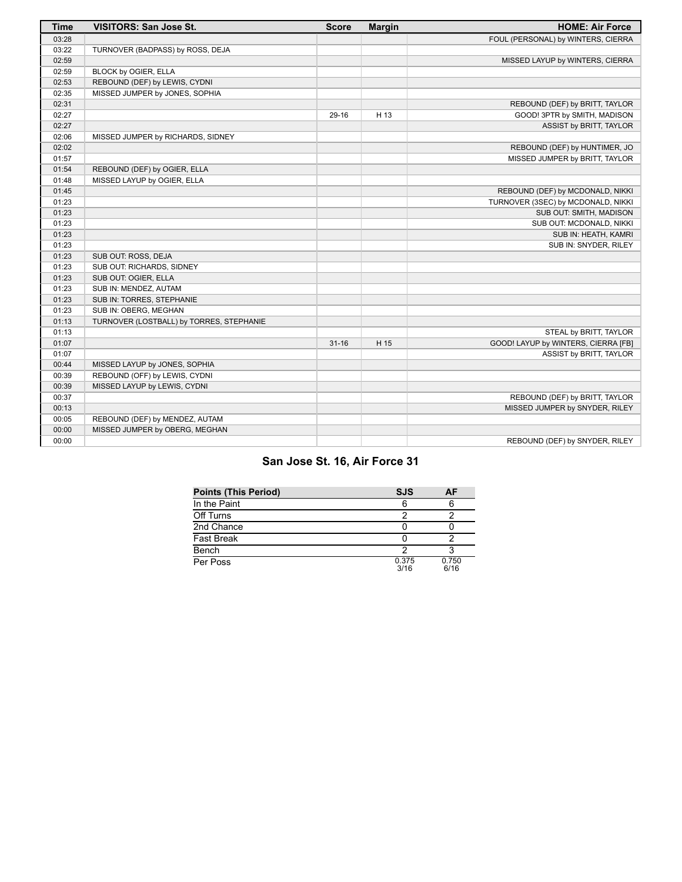| Time | VISITORS: San Jose St. | Score | Margin | HOME: Air Force |
|---|---|---|---|---|
| 03:28 | | | | FOUL (PERSONAL) by WINTERS, CIERRA |
| 03:22 | TURNOVER (BADPASS) by ROSS, DEJA | | | |
| 02:59 | | | | MISSED LAYUP by WINTERS, CIERRA |
| 02:59 | BLOCK by OGIER, ELLA | | | |
| 02:53 | REBOUND (DEF) by LEWIS, CYDNI | | | |
| 02:35 | MISSED JUMPER by JONES, SOPHIA | | | |
| 02:31 | | | | REBOUND (DEF) by BRITT, TAYLOR |
| 02:27 | | 29-16 | H 13 | GOOD! 3PTR by SMITH, MADISON |
| 02:27 | | | | ASSIST by BRITT, TAYLOR |
| 02:06 | MISSED JUMPER by RICHARDS, SIDNEY | | | |
| 02:02 | | | | REBOUND (DEF) by HUNTIMER, JO |
| 01:57 | | | | MISSED JUMPER by BRITT, TAYLOR |
| 01:54 | REBOUND (DEF) by OGIER, ELLA | | | |
| 01:48 | MISSED LAYUP by OGIER, ELLA | | | |
| 01:45 | | | | REBOUND (DEF) by MCDONALD, NIKKI |
| 01:23 | | | | TURNOVER (3SEC) by MCDONALD, NIKKI |
| 01:23 | | | | SUB OUT: SMITH, MADISON |
| 01:23 | | | | SUB OUT: MCDONALD, NIKKI |
| 01:23 | | | | SUB IN: HEATH, KAMRI |
| 01:23 | | | | SUB IN: SNYDER, RILEY |
| 01:23 | SUB OUT: ROSS, DEJA | | | |
| 01:23 | SUB OUT: RICHARDS, SIDNEY | | | |
| 01:23 | SUB OUT: OGIER, ELLA | | | |
| 01:23 | SUB IN: MENDEZ, AUTAM | | | |
| 01:23 | SUB IN: TORRES, STEPHANIE | | | |
| 01:23 | SUB IN: OBERG, MEGHAN | | | |
| 01:13 | TURNOVER (LOSTBALL) by TORRES, STEPHANIE | | | |
| 01:13 | | | | STEAL by BRITT, TAYLOR |
| 01:07 | | 31-16 | H 15 | GOOD! LAYUP by WINTERS, CIERRA [FB] |
| 01:07 | | | | ASSIST by BRITT, TAYLOR |
| 00:44 | MISSED LAYUP by JONES, SOPHIA | | | |
| 00:39 | REBOUND (OFF) by LEWIS, CYDNI | | | |
| 00:39 | MISSED LAYUP by LEWIS, CYDNI | | | |
| 00:37 | | | | REBOUND (DEF) by BRITT, TAYLOR |
| 00:13 | | | | MISSED JUMPER by SNYDER, RILEY |
| 00:05 | REBOUND (DEF) by MENDEZ, AUTAM | | | |
| 00:00 | MISSED JUMPER by OBERG, MEGHAN | | | |
| 00:00 | | | | REBOUND (DEF) by SNYDER, RILEY |

## San Jose St. 16, Air Force 31

| Points (This Period) | SJS | AF |
|---|---|---|
| In the Paint | 6 | 6 |
| Off Turns | 2 | 2 |
| 2nd Chance | 0 | 0 |
| Fast Break | 0 | 2 |
| Bench | 2 | 3 |
| Per Poss | 0.375 3/16 | 0.750 6/16 |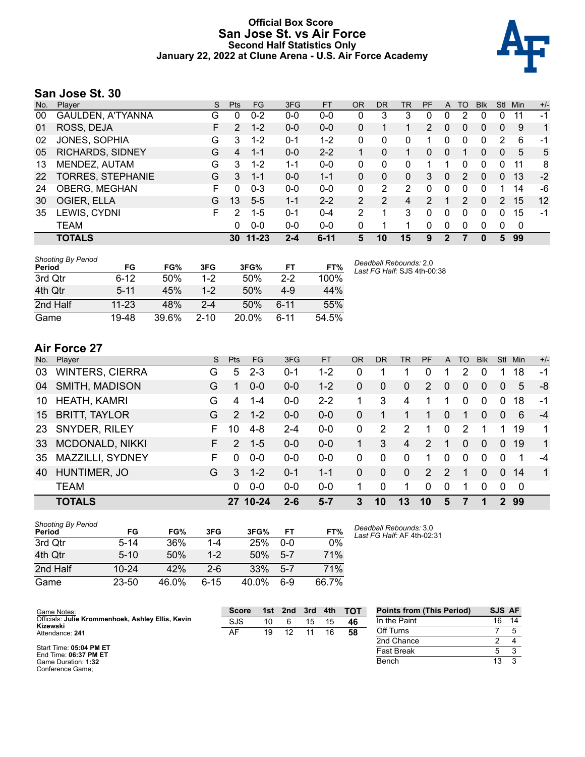# Official Box Score
# San Jose St. vs Air Force
### Second Half Statistics Only
### January 22, 2022 at Clune Arena - U.S. Air Force Academy

## San Jose St. 30

| No. | Player | S | Pts | FG | 3FG | FT | OR | DR | TR | PF | A | TO | Blk | Stl | Min | +/- |
|---|---|---|---|---|---|---|---|---|---|---|---|---|---|---|---|---|
| 00 | GAULDEN, A'TYANNA | G | 0 | 0-2 | 0-0 | 0-0 | 0 | 3 | 3 | 0 | 0 | 2 | 0 | 0 | 11 | -1 |
| 01 | ROSS, DEJA | F | 2 | 1-2 | 0-0 | 0-0 | 0 | 1 | 1 | 2 | 0 | 0 | 0 | 0 | 9 | 1 |
| 02 | JONES, SOPHIA | G | 3 | 1-2 | 0-1 | 1-2 | 0 | 0 | 0 | 1 | 0 | 0 | 0 | 2 | 6 | -1 |
| 05 | RICHARDS, SIDNEY | G | 4 | 1-1 | 0-0 | 2-2 | 1 | 0 | 1 | 0 | 0 | 1 | 0 | 0 | 5 | 5 |
| 13 | MENDEZ, AUTAM | G | 3 | 1-2 | 1-1 | 0-0 | 0 | 0 | 0 | 1 | 1 | 0 | 0 | 0 | 11 | 8 |
| 22 | TORRES, STEPHANIE | G | 3 | 1-1 | 0-0 | 1-1 | 0 | 0 | 0 | 3 | 0 | 2 | 0 | 0 | 13 | -2 |
| 24 | OBERG, MEGHAN | F | 0 | 0-3 | 0-0 | 0-0 | 0 | 2 | 2 | 0 | 0 | 0 | 0 | 1 | 14 | -6 |
| 30 | OGIER, ELLA | G | 13 | 5-5 | 1-1 | 2-2 | 2 | 2 | 4 | 2 | 1 | 2 | 0 | 2 | 15 | 12 |
| 35 | LEWIS, CYDNI | F | 2 | 1-5 | 0-1 | 0-4 | 2 | 1 | 3 | 0 | 0 | 0 | 0 | 0 | 15 | -1 |
| | TEAM | | 0 | 0-0 | 0-0 | 0-0 | 0 | 1 | 1 | 0 | 0 | 0 | 0 | 0 | 0 | |
| | **TOTALS** | | **30** | **11-23** | **2-4** | **6-11** | **5** | **10** | **15** | **9** | **2** | **7** | **0** | **5** | **99** | |

*Shooting By Period*

| Period | FG | FG% | 3FG | 3FG% | FT | FT% |
|---|---|---|---|---|---|---|
| 3rd Qtr | 6-12 | 50% | 1-2 | 50% | 2-2 | 100% |
| 4th Qtr | 5-11 | 45% | 1-2 | 50% | 4-9 | 44% |
| 2nd Half | 11-23 | 48% | 2-4 | 50% | 6-11 | 55% |
| Game | 19-48 | 39.6% | 2-10 | 20.0% | 6-11 | 54.5% |

*Deadball Rebounds:* 2,0
*Last FG Half:* SJS 4th-00:38

## Air Force 27

| No. | Player | S | Pts | FG | 3FG | FT | OR | DR | TR | PF | A | TO | Blk | Stl | Min | +/- |
|---|---|---|---|---|---|---|---|---|---|---|---|---|---|---|---|---|
| 03 | WINTERS, CIERRA | G | 5 | 2-3 | 0-1 | 1-2 | 0 | 1 | 1 | 0 | 1 | 2 | 0 | 1 | 18 | -1 |
| 04 | SMITH, MADISON | G | 1 | 0-0 | 0-0 | 1-2 | 0 | 0 | 0 | 2 | 0 | 0 | 0 | 0 | 5 | -8 |
| 10 | HEATH, KAMRI | G | 4 | 1-4 | 0-0 | 2-2 | 1 | 3 | 4 | 1 | 1 | 0 | 0 | 0 | 18 | -1 |
| 15 | BRITT, TAYLOR | G | 2 | 1-2 | 0-0 | 0-0 | 0 | 1 | 1 | 1 | 0 | 1 | 0 | 0 | 6 | -4 |
| 23 | SNYDER, RILEY | F | 10 | 4-8 | 2-4 | 0-0 | 0 | 2 | 2 | 1 | 0 | 2 | 1 | 1 | 19 | 1 |
| 33 | MCDONALD, NIKKI | F | 2 | 1-5 | 0-0 | 0-0 | 1 | 3 | 4 | 2 | 1 | 0 | 0 | 0 | 19 | 1 |
| 35 | MAZZILLI, SYDNEY | F | 0 | 0-0 | 0-0 | 0-0 | 0 | 0 | 0 | 1 | 0 | 0 | 0 | 0 | 1 | -4 |
| 40 | HUNTIMER, JO | G | 3 | 1-2 | 0-1 | 1-1 | 0 | 0 | 0 | 2 | 2 | 1 | 0 | 0 | 14 | 1 |
| | TEAM | | 0 | 0-0 | 0-0 | 0-0 | 1 | 0 | 1 | 0 | 0 | 1 | 0 | 0 | 0 | |
| | **TOTALS** | | **27** | **10-24** | **2-6** | **5-7** | **3** | **10** | **13** | **10** | **5** | **7** | **1** | **2** | **99** | |

*Shooting By Period*

| Period | FG | FG% | 3FG | 3FG% | FT | FT% |
|---|---|---|---|---|---|---|
| 3rd Qtr | 5-14 | 36% | 1-4 | 25% | 0-0 | 0% |
| 4th Qtr | 5-10 | 50% | 1-2 | 50% | 5-7 | 71% |
| 2nd Half | 10-24 | 42% | 2-6 | 33% | 5-7 | 71% |
| Game | 23-50 | 46.0% | 6-15 | 40.0% | 6-9 | 66.7% |

*Deadball Rebounds:* 3,0
*Last FG Half:* AF 4th-02:31

Game Notes:
Officials: **Julie Krommenhoek, Ashley Ellis, Kevin Kizewski**
Attendance: **241**

Start Time: **05:04 PM ET**
End Time: **06:37 PM ET**
Game Duration: **1:32**
Conference Game;

| Score | 1st | 2nd | 3rd | 4th | TOT |
|---|---|---|---|---|---|
| SJS | 10 | 6 | 15 | 15 | **46** |
| AF | 19 | 12 | 11 | 16 | **58** |

| Points from (This Period) | SJS | AF |
|---|---|---|
| In the Paint | 16 | 14 |
| Off Turns | 7 | 5 |
| 2nd Chance | 2 | 4 |
| Fast Break | 5 | 3 |
| Bench | 13 | 3 |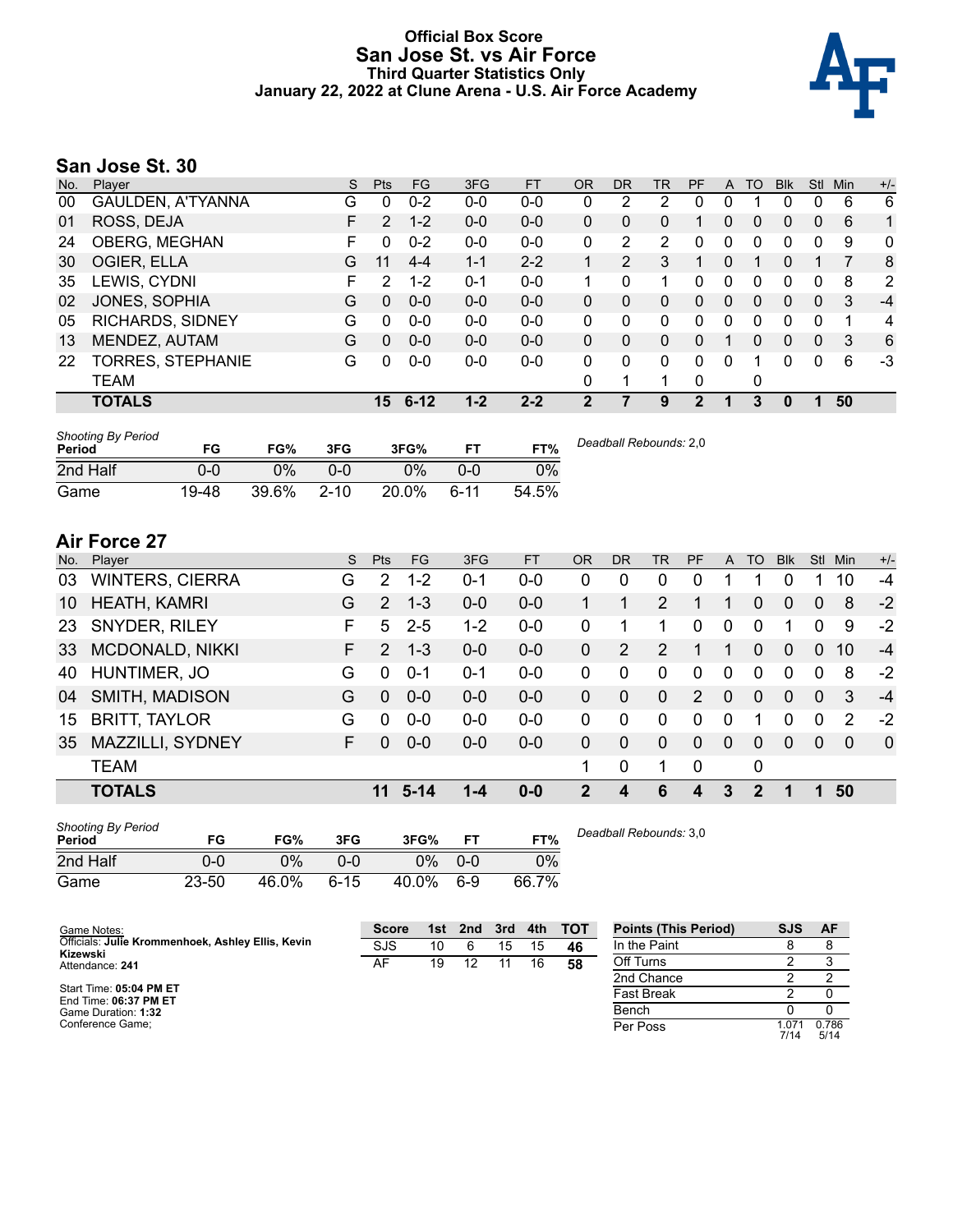# Official Box Score
# San Jose St. vs Air Force
### Third Quarter Statistics Only
### January 22, 2022 at Clune Arena - U.S. Air Force Academy

## San Jose St. 30

| No. | Player | S | Pts | FG | 3FG | FT | OR | DR | TR | PF | A | TO | Blk | Stl | Min | +/- |
|---|---|---|---|---|---|---|---|---|---|---|---|---|---|---|---|---|
| 00 | GAULDEN, A'TYANNA | G | 0 | 0-2 | 0-0 | 0-0 | 0 | 2 | 2 | 0 | 0 | 1 | 0 | 0 | 6 | 6 |
| 01 | ROSS, DEJA | F | 2 | 1-2 | 0-0 | 0-0 | 0 | 0 | 0 | 1 | 0 | 0 | 0 | 0 | 6 | 1 |
| 24 | OBERG, MEGHAN | F | 0 | 0-2 | 0-0 | 0-0 | 0 | 2 | 2 | 0 | 0 | 0 | 0 | 0 | 9 | 0 |
| 30 | OGIER, ELLA | G | 11 | 4-4 | 1-1 | 2-2 | 1 | 2 | 3 | 1 | 0 | 1 | 0 | 1 | 7 | 8 |
| 35 | LEWIS, CYDNI | F | 2 | 1-2 | 0-1 | 0-0 | 1 | 0 | 1 | 0 | 0 | 0 | 0 | 0 | 8 | 2 |
| 02 | JONES, SOPHIA | G | 0 | 0-0 | 0-0 | 0-0 | 0 | 0 | 0 | 0 | 0 | 0 | 0 | 0 | 3 | -4 |
| 05 | RICHARDS, SIDNEY | G | 0 | 0-0 | 0-0 | 0-0 | 0 | 0 | 0 | 0 | 0 | 0 | 0 | 0 | 1 | 4 |
| 13 | MENDEZ, AUTAM | G | 0 | 0-0 | 0-0 | 0-0 | 0 | 0 | 0 | 0 | 1 | 0 | 0 | 0 | 3 | 6 |
| 22 | TORRES, STEPHANIE | G | 0 | 0-0 | 0-0 | 0-0 | 0 | 0 | 0 | 0 | 0 | 1 | 0 | 0 | 6 | -3 |
| | TEAM | | | | | | 0 | 1 | 1 | 0 | | 0 | | | | |
| | **TOTALS** | | **15** | **6-12** | **1-2** | **2-2** | **2** | **7** | **9** | **2** | **1** | **3** | **0** | **1** | **50** | |

*Shooting By Period*

| Period | FG | FG% | 3FG | 3FG% | FT | FT% |
|---|---|---|---|---|---|---|
| 2nd Half | 0-0 | 0% | 0-0 | 0% | 0-0 | 0% |
| Game | 19-48 | 39.6% | 2-10 | 20.0% | 6-11 | 54.5% |

*Deadball Rebounds:* 2,0

## Air Force 27

| No. | Player | S | Pts | FG | 3FG | FT | OR | DR | TR | PF | A | TO | Blk | Stl | Min | +/- |
|---|---|---|---|---|---|---|---|---|---|---|---|---|---|---|---|---|
| 03 | WINTERS, CIERRA | G | 2 | 1-2 | 0-1 | 0-0 | 0 | 0 | 0 | 0 | 1 | 1 | 0 | 1 | 10 | -4 |
| 10 | HEATH, KAMRI | G | 2 | 1-3 | 0-0 | 0-0 | 1 | 1 | 2 | 1 | 1 | 0 | 0 | 0 | 8 | -2 |
| 23 | SNYDER, RILEY | F | 5 | 2-5 | 1-2 | 0-0 | 0 | 1 | 1 | 0 | 0 | 0 | 1 | 0 | 9 | -2 |
| 33 | MCDONALD, NIKKI | F | 2 | 1-3 | 0-0 | 0-0 | 0 | 2 | 2 | 1 | 1 | 0 | 0 | 0 | 10 | -4 |
| 40 | HUNTIMER, JO | G | 0 | 0-1 | 0-1 | 0-0 | 0 | 0 | 0 | 0 | 0 | 0 | 0 | 0 | 8 | -2 |
| 04 | SMITH, MADISON | G | 0 | 0-0 | 0-0 | 0-0 | 0 | 0 | 0 | 2 | 0 | 0 | 0 | 0 | 3 | -4 |
| 15 | BRITT, TAYLOR | G | 0 | 0-0 | 0-0 | 0-0 | 0 | 0 | 0 | 0 | 0 | 1 | 0 | 0 | 2 | -2 |
| 35 | MAZZILLI, SYDNEY | F | 0 | 0-0 | 0-0 | 0-0 | 0 | 0 | 0 | 0 | 0 | 0 | 0 | 0 | 0 | 0 |
| | TEAM | | | | | | 1 | 0 | 1 | 0 | | 0 | | | | |
| | **TOTALS** | | **11** | **5-14** | **1-4** | **0-0** | **2** | **4** | **6** | **4** | **3** | **2** | **1** | **1** | **50** | |

*Shooting By Period*

| Period | FG | FG% | 3FG | 3FG% | FT | FT% |
|---|---|---|---|---|---|---|
| 2nd Half | 0-0 | 0% | 0-0 | 0% | 0-0 | 0% |
| Game | 23-50 | 46.0% | 6-15 | 40.0% | 6-9 | 66.7% |

*Deadball Rebounds:* 3,0

Game Notes:
Officials: **Julie Krommenhoek, Ashley Ellis, Kevin Kizewski**
Attendance: **241**

Start Time: **05:04 PM ET**
End Time: **06:37 PM ET**
Game Duration: **1:32**
Conference Game;

| Score | 1st | 2nd | 3rd | 4th | TOT |
|---|---|---|---|---|---|
| SJS | 10 | 6 | 15 | 15 | **46** |
| AF | 19 | 12 | 11 | 16 | **58** |

| Points (This Period) | SJS | AF |
|---|---|---|
| In the Paint | 8 | 8 |
| Off Turns | 2 | 3 |
| 2nd Chance | 2 | 2 |
| Fast Break | 2 | 0 |
| Bench | 0 | 0 |
| Per Poss | 1.071 7/14 | 0.786 5/14 |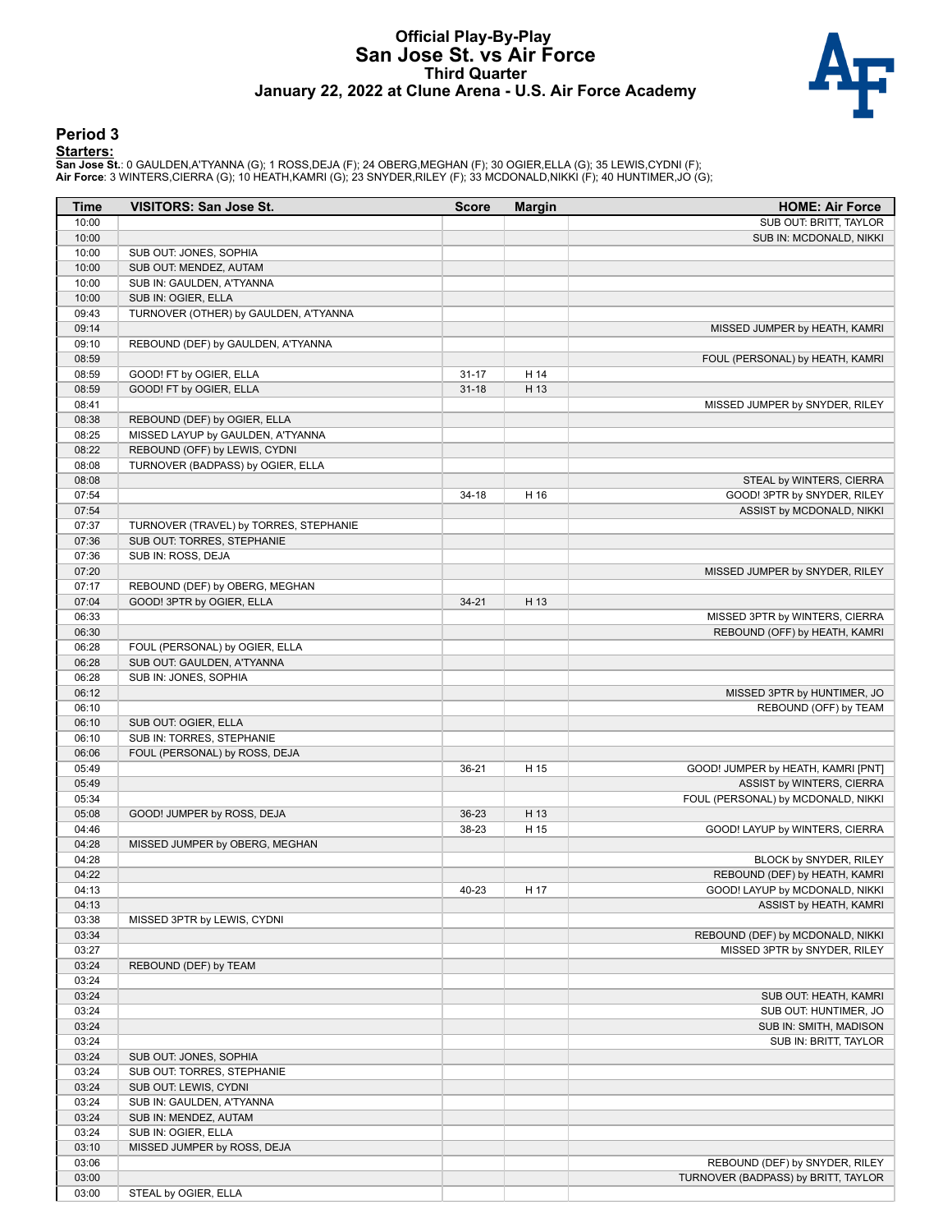# Official Play-By-Play
## San Jose St. vs Air Force
### Third Quarter
### January 22, 2022 at Clune Arena - U.S. Air Force Academy

## Period 3

**Starters:**

**San Jose St.**: 0 GAULDEN,A'TYANNA (G); 1 ROSS,DEJA (F); 24 OBERG,MEGHAN (F); 30 OGIER,ELLA (G); 35 LEWIS,CYDNI (F);
**Air Force**: 3 WINTERS,CIERRA (G); 10 HEATH,KAMRI (G); 23 SNYDER,RILEY (F); 33 MCDONALD,NIKKI (F); 40 HUNTIMER,JO (G);

| Time | VISITORS: San Jose St. | Score | Margin | HOME: Air Force |
|---|---|---|---|---|
| 10:00 | | | | SUB OUT: BRITT, TAYLOR |
| 10:00 | | | | SUB IN: MCDONALD, NIKKI |
| 10:00 | SUB OUT: JONES, SOPHIA | | | |
| 10:00 | SUB OUT: MENDEZ, AUTAM | | | |
| 10:00 | SUB IN: GAULDEN, A'TYANNA | | | |
| 10:00 | SUB IN: OGIER, ELLA | | | |
| 09:43 | TURNOVER (OTHER) by GAULDEN, A'TYANNA | | | |
| 09:14 | | | | MISSED JUMPER by HEATH, KAMRI |
| 09:10 | REBOUND (DEF) by GAULDEN, A'TYANNA | | | |
| 08:59 | | | | FOUL (PERSONAL) by HEATH, KAMRI |
| 08:59 | GOOD! FT by OGIER, ELLA | 31-17 | H 14 | |
| 08:59 | GOOD! FT by OGIER, ELLA | 31-18 | H 13 | |
| 08:41 | | | | MISSED JUMPER by SNYDER, RILEY |
| 08:38 | REBOUND (DEF) by OGIER, ELLA | | | |
| 08:25 | MISSED LAYUP by GAULDEN, A'TYANNA | | | |
| 08:22 | REBOUND (OFF) by LEWIS, CYDNI | | | |
| 08:08 | TURNOVER (BADPASS) by OGIER, ELLA | | | |
| 08:08 | | | | STEAL by WINTERS, CIERRA |
| 07:54 | | 34-18 | H 16 | GOOD! 3PTR by SNYDER, RILEY |
| 07:54 | | | | ASSIST by MCDONALD, NIKKI |
| 07:37 | TURNOVER (TRAVEL) by TORRES, STEPHANIE | | | |
| 07:36 | SUB OUT: TORRES, STEPHANIE | | | |
| 07:36 | SUB IN: ROSS, DEJA | | | |
| 07:20 | | | | MISSED JUMPER by SNYDER, RILEY |
| 07:17 | REBOUND (DEF) by OBERG, MEGHAN | | | |
| 07:04 | GOOD! 3PTR by OGIER, ELLA | 34-21 | H 13 | |
| 06:33 | | | | MISSED 3PTR by WINTERS, CIERRA |
| 06:30 | | | | REBOUND (OFF) by HEATH, KAMRI |
| 06:28 | FOUL (PERSONAL) by OGIER, ELLA | | | |
| 06:28 | SUB OUT: GAULDEN, A'TYANNA | | | |
| 06:28 | SUB IN: JONES, SOPHIA | | | |
| 06:12 | | | | MISSED 3PTR by HUNTIMER, JO |
| 06:10 | | | | REBOUND (OFF) by TEAM |
| 06:10 | SUB OUT: OGIER, ELLA | | | |
| 06:10 | SUB IN: TORRES, STEPHANIE | | | |
| 06:06 | FOUL (PERSONAL) by ROSS, DEJA | | | |
| 05:49 | | 36-21 | H 15 | GOOD! JUMPER by HEATH, KAMRI [PNT] |
| 05:49 | | | | ASSIST by WINTERS, CIERRA |
| 05:34 | | | | FOUL (PERSONAL) by MCDONALD, NIKKI |
| 05:08 | GOOD! JUMPER by ROSS, DEJA | 36-23 | H 13 | |
| 04:46 | | 38-23 | H 15 | GOOD! LAYUP by WINTERS, CIERRA |
| 04:28 | MISSED JUMPER by OBERG, MEGHAN | | | |
| 04:28 | | | | BLOCK by SNYDER, RILEY |
| 04:22 | | | | REBOUND (DEF) by HEATH, KAMRI |
| 04:13 | | 40-23 | H 17 | GOOD! LAYUP by MCDONALD, NIKKI |
| 04:13 | | | | ASSIST by HEATH, KAMRI |
| 03:38 | MISSED 3PTR by LEWIS, CYDNI | | | |
| 03:34 | | | | REBOUND (DEF) by MCDONALD, NIKKI |
| 03:27 | | | | MISSED 3PTR by SNYDER, RILEY |
| 03:24 | REBOUND (DEF) by TEAM | | | |
| 03:24 | | | | |
| 03:24 | | | | SUB OUT: HEATH, KAMRI |
| 03:24 | | | | SUB OUT: HUNTIMER, JO |
| 03:24 | | | | SUB IN: SMITH, MADISON |
| 03:24 | | | | SUB IN: BRITT, TAYLOR |
| 03:24 | SUB OUT: JONES, SOPHIA | | | |
| 03:24 | SUB OUT: TORRES, STEPHANIE | | | |
| 03:24 | SUB OUT: LEWIS, CYDNI | | | |
| 03:24 | SUB IN: GAULDEN, A'TYANNA | | | |
| 03:24 | SUB IN: MENDEZ, AUTAM | | | |
| 03:24 | SUB IN: OGIER, ELLA | | | |
| 03:10 | MISSED JUMPER by ROSS, DEJA | | | |
| 03:06 | | | | REBOUND (DEF) by SNYDER, RILEY |
| 03:00 | | | | TURNOVER (BADPASS) by BRITT, TAYLOR |
| 03:00 | STEAL by OGIER, ELLA | | | |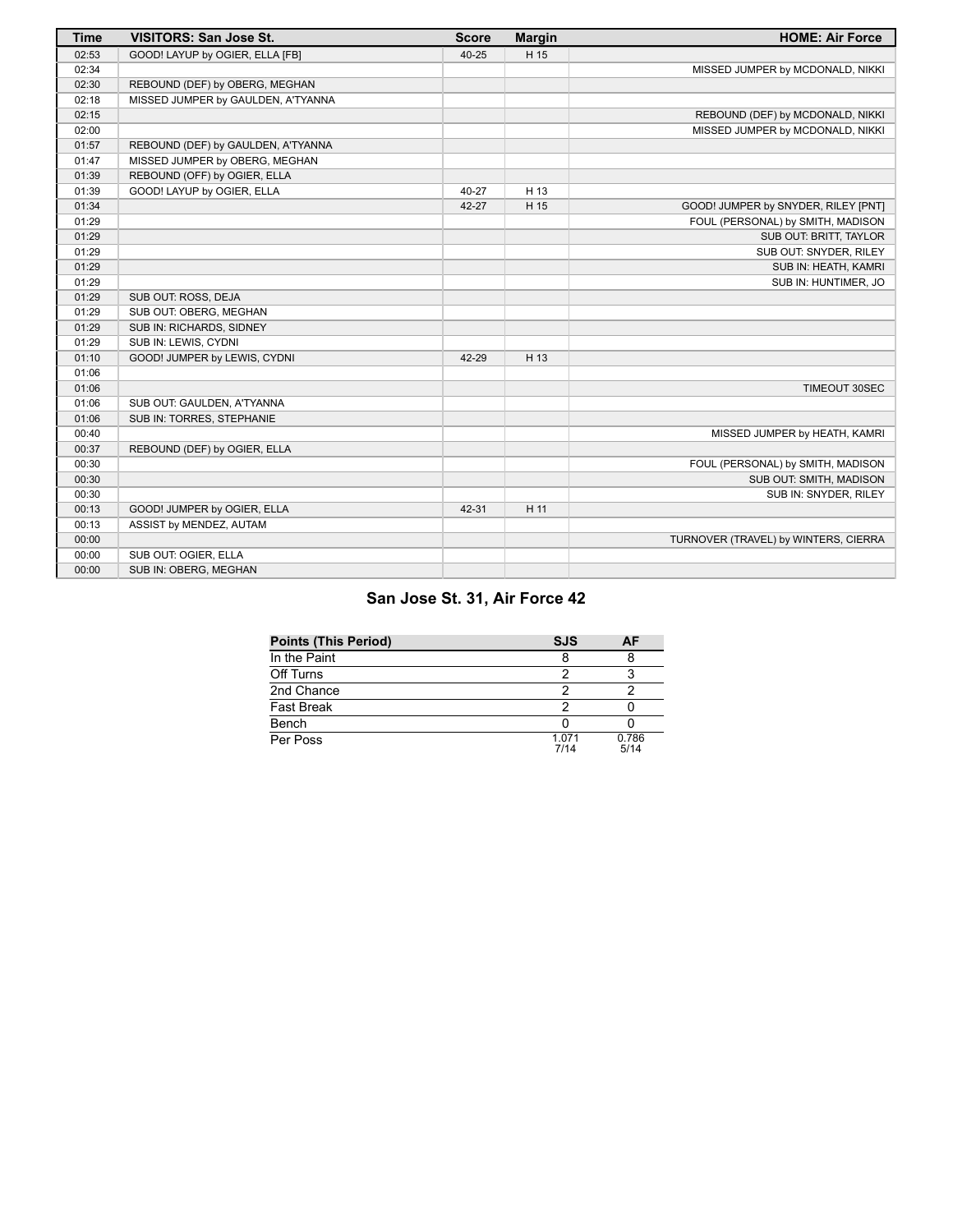| Time | VISITORS: San Jose St. | Score | Margin | HOME: Air Force |
|---|---|---|---|---|
| 02:53 | GOOD! LAYUP by OGIER, ELLA [FB] | 40-25 | H 15 | |
| 02:34 | | | | MISSED JUMPER by MCDONALD, NIKKI |
| 02:30 | REBOUND (DEF) by OBERG, MEGHAN | | | |
| 02:18 | MISSED JUMPER by GAULDEN, A'TYANNA | | | |
| 02:15 | | | | REBOUND (DEF) by MCDONALD, NIKKI |
| 02:00 | | | | MISSED JUMPER by MCDONALD, NIKKI |
| 01:57 | REBOUND (DEF) by GAULDEN, A'TYANNA | | | |
| 01:47 | MISSED JUMPER by OBERG, MEGHAN | | | |
| 01:39 | REBOUND (OFF) by OGIER, ELLA | | | |
| 01:39 | GOOD! LAYUP by OGIER, ELLA | 40-27 | H 13 | |
| 01:34 | | 42-27 | H 15 | GOOD! JUMPER by SNYDER, RILEY [PNT] |
| 01:29 | | | | FOUL (PERSONAL) by SMITH, MADISON |
| 01:29 | | | | SUB OUT: BRITT, TAYLOR |
| 01:29 | | | | SUB OUT: SNYDER, RILEY |
| 01:29 | | | | SUB IN: HEATH, KAMRI |
| 01:29 | | | | SUB IN: HUNTIMER, JO |
| 01:29 | SUB OUT: ROSS, DEJA | | | |
| 01:29 | SUB OUT: OBERG, MEGHAN | | | |
| 01:29 | SUB IN: RICHARDS, SIDNEY | | | |
| 01:29 | SUB IN: LEWIS, CYDNI | | | |
| 01:10 | GOOD! JUMPER by LEWIS, CYDNI | 42-29 | H 13 | |
| 01:06 | | | | |
| 01:06 | | | | TIMEOUT 30SEC |
| 01:06 | SUB OUT: GAULDEN, A'TYANNA | | | |
| 01:06 | SUB IN: TORRES, STEPHANIE | | | |
| 00:40 | | | | MISSED JUMPER by HEATH, KAMRI |
| 00:37 | REBOUND (DEF) by OGIER, ELLA | | | |
| 00:30 | | | | FOUL (PERSONAL) by SMITH, MADISON |
| 00:30 | | | | SUB OUT: SMITH, MADISON |
| 00:30 | | | | SUB IN: SNYDER, RILEY |
| 00:13 | GOOD! JUMPER by OGIER, ELLA | 42-31 | H 11 | |
| 00:13 | ASSIST by MENDEZ, AUTAM | | | |
| 00:00 | | | | TURNOVER (TRAVEL) by WINTERS, CIERRA |
| 00:00 | SUB OUT: OGIER, ELLA | | | |
| 00:00 | SUB IN: OBERG, MEGHAN | | | |

## San Jose St. 31, Air Force 42

| Points (This Period) | SJS | AF |
|---|---|---|
| In the Paint | 8 | 8 |
| Off Turns | 2 | 3 |
| 2nd Chance | 2 | 2 |
| Fast Break | 2 | 0 |
| Bench | 0 | 0 |
| Per Poss | 1.071 7/14 | 0.786 5/14 |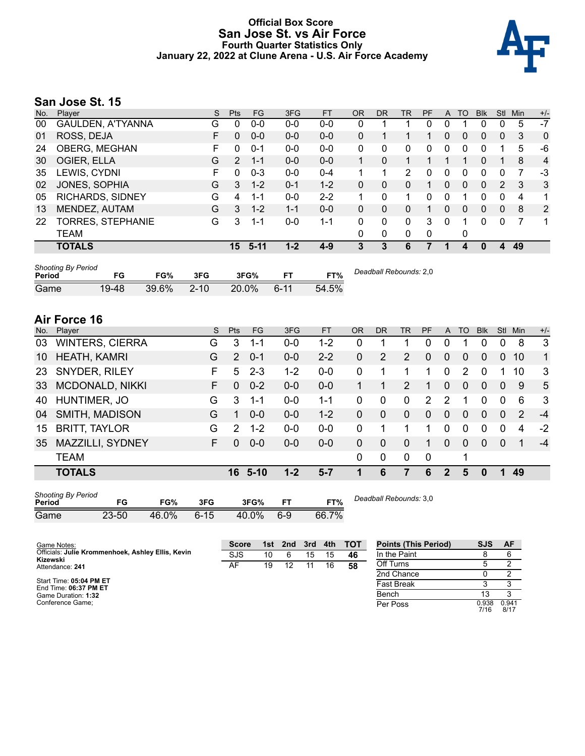# Official Box Score
## San Jose St. vs Air Force
### Fourth Quarter Statistics Only
### January 22, 2022 at Clune Arena - U.S. Air Force Academy

## San Jose St. 15

| No. | Player | S | Pts | FG | 3FG | FT | OR | DR | TR | PF | A | TO | Blk | Stl | Min | +/- |
|---|---|---|---|---|---|---|---|---|---|---|---|---|---|---|---|---|
| 00 | GAULDEN, A'TYANNA | G | 0 | 0-0 | 0-0 | 0-0 | 0 | 1 | 1 | 0 | 0 | 1 | 0 | 0 | 5 | -7 |
| 01 | ROSS, DEJA | F | 0 | 0-0 | 0-0 | 0-0 | 0 | 1 | 1 | 1 | 0 | 0 | 0 | 0 | 3 | 0 |
| 24 | OBERG, MEGHAN | F | 0 | 0-1 | 0-0 | 0-0 | 0 | 0 | 0 | 0 | 0 | 0 | 0 | 1 | 5 | -6 |
| 30 | OGIER, ELLA | G | 2 | 1-1 | 0-0 | 0-0 | 1 | 0 | 1 | 1 | 1 | 1 | 0 | 1 | 8 | 4 |
| 35 | LEWIS, CYDNI | F | 0 | 0-3 | 0-0 | 0-4 | 1 | 1 | 2 | 0 | 0 | 0 | 0 | 0 | 7 | -3 |
| 02 | JONES, SOPHIA | G | 3 | 1-2 | 0-1 | 1-2 | 0 | 0 | 0 | 1 | 0 | 0 | 0 | 2 | 3 | 3 |
| 05 | RICHARDS, SIDNEY | G | 4 | 1-1 | 0-0 | 2-2 | 1 | 0 | 1 | 0 | 0 | 1 | 0 | 0 | 4 | 1 |
| 13 | MENDEZ, AUTAM | G | 3 | 1-2 | 1-1 | 0-0 | 0 | 0 | 0 | 1 | 0 | 0 | 0 | 0 | 8 | 2 |
| 22 | TORRES, STEPHANIE | G | 3 | 1-1 | 0-0 | 1-1 | 0 | 0 | 0 | 3 | 0 | 1 | 0 | 0 | 7 | 1 |
| | TEAM | | | | | | 0 | 0 | 0 | 0 | | 0 | | | | |
| | **TOTALS** | | **15** | **5-11** | **1-2** | **4-9** | **3** | **3** | **6** | **7** | **1** | **4** | **0** | **4** | **49** | |

*Shooting By Period*

| Period | FG | FG% | 3FG | 3FG% | FT | FT% |
|---|---|---|---|---|---|---|
| Game | 19-48 | 39.6% | 2-10 | 20.0% | 6-11 | 54.5% |

*Deadball Rebounds:* 2,0

## Air Force 16

| No. | Player | S | Pts | FG | 3FG | FT | OR | DR | TR | PF | A | TO | Blk | Stl | Min | +/- |
|---|---|---|---|---|---|---|---|---|---|---|---|---|---|---|---|---|
| 03 | WINTERS, CIERRA | G | 3 | 1-1 | 0-0 | 1-2 | 0 | 1 | 1 | 0 | 0 | 1 | 0 | 0 | 8 | 3 |
| 10 | HEATH, KAMRI | G | 2 | 0-1 | 0-0 | 2-2 | 0 | 2 | 2 | 0 | 0 | 0 | 0 | 0 | 10 | 1 |
| 23 | SNYDER, RILEY | F | 5 | 2-3 | 1-2 | 0-0 | 0 | 1 | 1 | 1 | 0 | 2 | 0 | 1 | 10 | 3 |
| 33 | MCDONALD, NIKKI | F | 0 | 0-2 | 0-0 | 0-0 | 1 | 1 | 2 | 1 | 0 | 0 | 0 | 0 | 9 | 5 |
| 40 | HUNTIMER, JO | G | 3 | 1-1 | 0-0 | 1-1 | 0 | 0 | 0 | 2 | 2 | 1 | 0 | 0 | 6 | 3 |
| 04 | SMITH, MADISON | G | 1 | 0-0 | 0-0 | 1-2 | 0 | 0 | 0 | 0 | 0 | 0 | 0 | 0 | 2 | -4 |
| 15 | BRITT, TAYLOR | G | 2 | 1-2 | 0-0 | 0-0 | 0 | 1 | 1 | 1 | 0 | 0 | 0 | 0 | 4 | -2 |
| 35 | MAZZILLI, SYDNEY | F | 0 | 0-0 | 0-0 | 0-0 | 0 | 0 | 0 | 1 | 0 | 0 | 0 | 0 | 1 | -4 |
| | TEAM | | | | | | 0 | 0 | 0 | 0 | | 1 | | | | |
| | **TOTALS** | | **16** | **5-10** | **1-2** | **5-7** | **1** | **6** | **7** | **6** | **2** | **5** | **0** | **1** | **49** | |

*Shooting By Period*

| Period | FG | FG% | 3FG | 3FG% | FT | FT% |
|---|---|---|---|---|---|---|
| Game | 23-50 | 46.0% | 6-15 | 40.0% | 6-9 | 66.7% |

*Deadball Rebounds:* 3,0

Game Notes:
Officials: **Julie Krommenhoek, Ashley Ellis, Kevin Kizewski**
Attendance: **241**

Start Time: **05:04 PM ET**
End Time: **06:37 PM ET**
Game Duration: **1:32**
Conference Game;

| Score | 1st | 2nd | 3rd | 4th | TOT |
|---|---|---|---|---|---|
| SJS | 10 | 6 | 15 | 15 | **46** |
| AF | 19 | 12 | 11 | 16 | **58** |

| Points (This Period) | SJS | AF |
|---|---|---|
| In the Paint | 8 | 6 |
| Off Turns | 5 | 2 |
| 2nd Chance | 0 | 2 |
| Fast Break | 3 | 3 |
| Bench | 13 | 3 |
| Per Poss | 0.938 7/16 | 0.941 8/17 |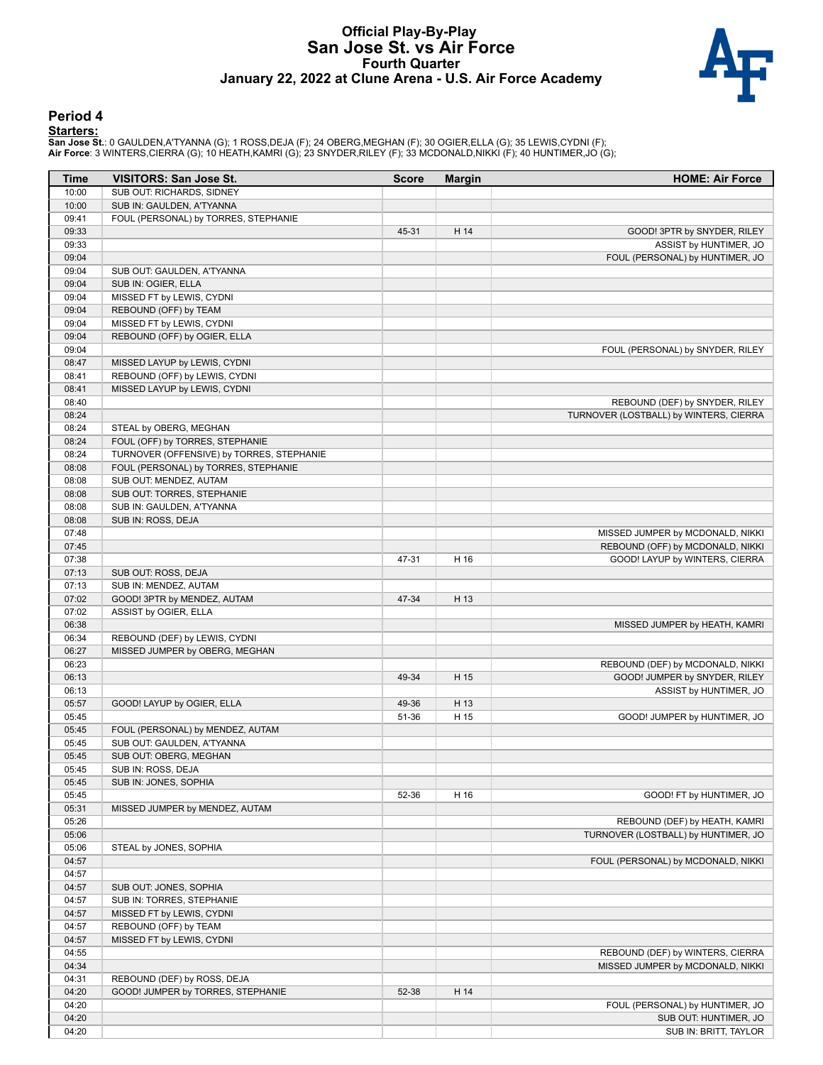# Official Play-By-Play
# San Jose St. vs Air Force
## Fourth Quarter
### January 22, 2022 at Clune Arena - U.S. Air Force Academy

## Period 4

**Starters:**

**San Jose St.**: 0 GAULDEN,A'TYANNA (G); 1 ROSS,DEJA (F); 24 OBERG,MEGHAN (F); 30 OGIER,ELLA (G); 35 LEWIS,CYDNI (F);
**Air Force**: 3 WINTERS,CIERRA (G); 10 HEATH,KAMRI (G); 23 SNYDER,RILEY (F); 33 MCDONALD,NIKKI (F); 40 HUNTIMER,JO (G);

| Time | VISITORS: San Jose St. | Score | Margin | HOME: Air Force |
|---|---|---|---|---|
| 10:00 | SUB OUT: RICHARDS, SIDNEY | | | |
| 10:00 | SUB IN: GAULDEN, A'TYANNA | | | |
| 09:41 | FOUL (PERSONAL) by TORRES, STEPHANIE | | | |
| 09:33 | | 45-31 | H 14 | GOOD! 3PTR by SNYDER, RILEY |
| 09:33 | | | | ASSIST by HUNTIMER, JO |
| 09:04 | | | | FOUL (PERSONAL) by HUNTIMER, JO |
| 09:04 | SUB OUT: GAULDEN, A'TYANNA | | | |
| 09:04 | SUB IN: OGIER, ELLA | | | |
| 09:04 | MISSED FT by LEWIS, CYDNI | | | |
| 09:04 | REBOUND (OFF) by TEAM | | | |
| 09:04 | MISSED FT by LEWIS, CYDNI | | | |
| 09:04 | REBOUND (OFF) by OGIER, ELLA | | | |
| 09:04 | | | | FOUL (PERSONAL) by SNYDER, RILEY |
| 08:47 | MISSED LAYUP by LEWIS, CYDNI | | | |
| 08:41 | REBOUND (OFF) by LEWIS, CYDNI | | | |
| 08:41 | MISSED LAYUP by LEWIS, CYDNI | | | |
| 08:40 | | | | REBOUND (DEF) by SNYDER, RILEY |
| 08:24 | | | | TURNOVER (LOSTBALL) by WINTERS, CIERRA |
| 08:24 | STEAL by OBERG, MEGHAN | | | |
| 08:24 | FOUL (OFF) by TORRES, STEPHANIE | | | |
| 08:24 | TURNOVER (OFFENSIVE) by TORRES, STEPHANIE | | | |
| 08:08 | FOUL (PERSONAL) by TORRES, STEPHANIE | | | |
| 08:08 | SUB OUT: MENDEZ, AUTAM | | | |
| 08:08 | SUB OUT: TORRES, STEPHANIE | | | |
| 08:08 | SUB IN: GAULDEN, A'TYANNA | | | |
| 08:08 | SUB IN: ROSS, DEJA | | | |
| 07:48 | | | | MISSED JUMPER by MCDONALD, NIKKI |
| 07:45 | | | | REBOUND (OFF) by MCDONALD, NIKKI |
| 07:38 | | 47-31 | H 16 | GOOD! LAYUP by WINTERS, CIERRA |
| 07:13 | SUB OUT: ROSS, DEJA | | | |
| 07:13 | SUB IN: MENDEZ, AUTAM | | | |
| 07:02 | GOOD! 3PTR by MENDEZ, AUTAM | 47-34 | H 13 | |
| 07:02 | ASSIST by OGIER, ELLA | | | |
| 06:38 | | | | MISSED JUMPER by HEATH, KAMRI |
| 06:34 | REBOUND (DEF) by LEWIS, CYDNI | | | |
| 06:27 | MISSED JUMPER by OBERG, MEGHAN | | | |
| 06:23 | | | | REBOUND (DEF) by MCDONALD, NIKKI |
| 06:13 | | 49-34 | H 15 | GOOD! JUMPER by SNYDER, RILEY |
| 06:13 | | | | ASSIST by HUNTIMER, JO |
| 05:57 | GOOD! LAYUP by OGIER, ELLA | 49-36 | H 13 | |
| 05:45 | | 51-36 | H 15 | GOOD! JUMPER by HUNTIMER, JO |
| 05:45 | FOUL (PERSONAL) by MENDEZ, AUTAM | | | |
| 05:45 | SUB OUT: GAULDEN, A'TYANNA | | | |
| 05:45 | SUB OUT: OBERG, MEGHAN | | | |
| 05:45 | SUB IN: ROSS, DEJA | | | |
| 05:45 | SUB IN: JONES, SOPHIA | | | |
| 05:45 | | 52-36 | H 16 | GOOD! FT by HUNTIMER, JO |
| 05:31 | MISSED JUMPER by MENDEZ, AUTAM | | | |
| 05:26 | | | | REBOUND (DEF) by HEATH, KAMRI |
| 05:06 | | | | TURNOVER (LOSTBALL) by HUNTIMER, JO |
| 05:06 | STEAL by JONES, SOPHIA | | | |
| 04:57 | | | | FOUL (PERSONAL) by MCDONALD, NIKKI |
| 04:57 | | | | |
| 04:57 | SUB OUT: JONES, SOPHIA | | | |
| 04:57 | SUB IN: TORRES, STEPHANIE | | | |
| 04:57 | MISSED FT by LEWIS, CYDNI | | | |
| 04:57 | REBOUND (OFF) by TEAM | | | |
| 04:57 | MISSED FT by LEWIS, CYDNI | | | |
| 04:55 | | | | REBOUND (DEF) by WINTERS, CIERRA |
| 04:34 | | | | MISSED JUMPER by MCDONALD, NIKKI |
| 04:31 | REBOUND (DEF) by ROSS, DEJA | | | |
| 04:20 | GOOD! JUMPER by TORRES, STEPHANIE | 52-38 | H 14 | |
| 04:20 | | | | FOUL (PERSONAL) by HUNTIMER, JO |
| 04:20 | | | | SUB OUT: HUNTIMER, JO |
| 04:20 | | | | SUB IN: BRITT, TAYLOR |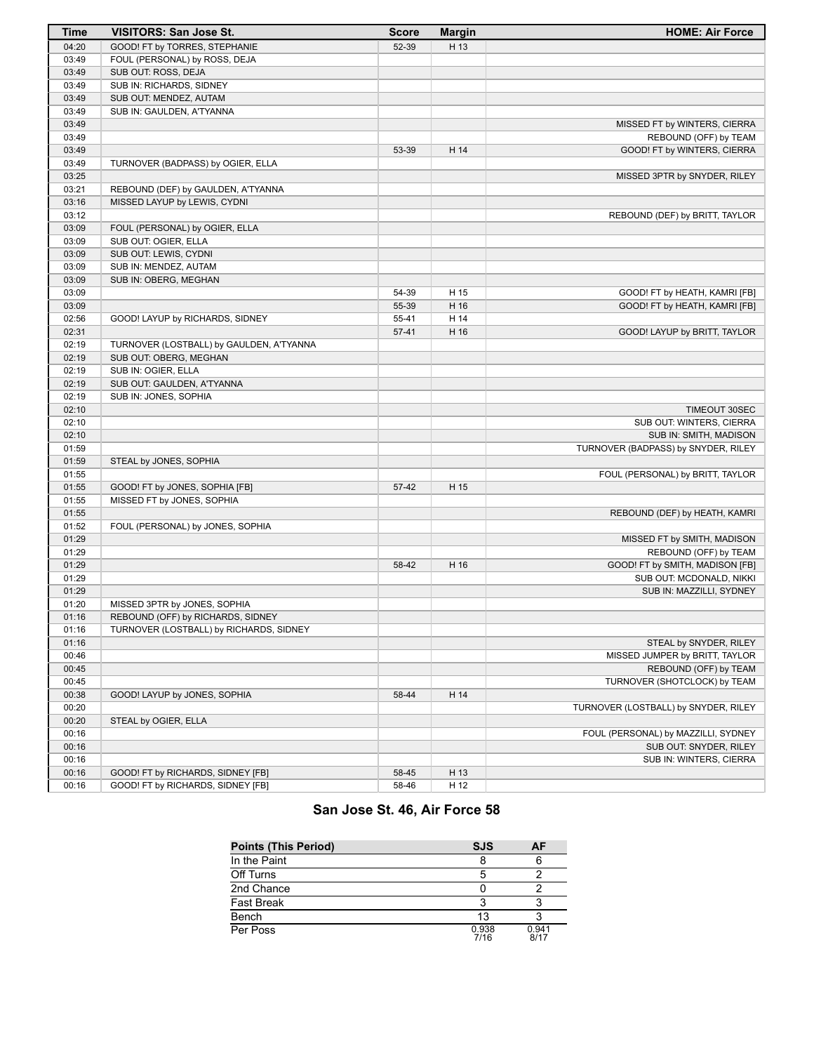| Time | VISITORS: San Jose St. | Score | Margin | HOME: Air Force |
|---|---|---|---|---|
| 04:20 | GOOD! FT by TORRES, STEPHANIE | 52-39 | H 13 | |
| 03:49 | FOUL (PERSONAL) by ROSS, DEJA | | | |
| 03:49 | SUB OUT: ROSS, DEJA | | | |
| 03:49 | SUB IN: RICHARDS, SIDNEY | | | |
| 03:49 | SUB OUT: MENDEZ, AUTAM | | | |
| 03:49 | SUB IN: GAULDEN, A'TYANNA | | | |
| 03:49 | | | | MISSED FT by WINTERS, CIERRA |
| 03:49 | | | | REBOUND (OFF) by TEAM |
| 03:49 | | 53-39 | H 14 | GOOD! FT by WINTERS, CIERRA |
| 03:49 | TURNOVER (BADPASS) by OGIER, ELLA | | | |
| 03:25 | | | | MISSED 3PTR by SNYDER, RILEY |
| 03:21 | REBOUND (DEF) by GAULDEN, A'TYANNA | | | |
| 03:16 | MISSED LAYUP by LEWIS, CYDNI | | | |
| 03:12 | | | | REBOUND (DEF) by BRITT, TAYLOR |
| 03:09 | FOUL (PERSONAL) by OGIER, ELLA | | | |
| 03:09 | SUB OUT: OGIER, ELLA | | | |
| 03:09 | SUB OUT: LEWIS, CYDNI | | | |
| 03:09 | SUB IN: MENDEZ, AUTAM | | | |
| 03:09 | SUB IN: OBERG, MEGHAN | | | |
| 03:09 | | 54-39 | H 15 | GOOD! FT by HEATH, KAMRI [FB] |
| 03:09 | | 55-39 | H 16 | GOOD! FT by HEATH, KAMRI [FB] |
| 02:56 | GOOD! LAYUP by RICHARDS, SIDNEY | 55-41 | H 14 | |
| 02:31 | | 57-41 | H 16 | GOOD! LAYUP by BRITT, TAYLOR |
| 02:19 | TURNOVER (LOSTBALL) by GAULDEN, A'TYANNA | | | |
| 02:19 | SUB OUT: OBERG, MEGHAN | | | |
| 02:19 | SUB IN: OGIER, ELLA | | | |
| 02:19 | SUB OUT: GAULDEN, A'TYANNA | | | |
| 02:19 | SUB IN: JONES, SOPHIA | | | |
| 02:10 | | | | TIMEOUT 30SEC |
| 02:10 | | | | SUB OUT: WINTERS, CIERRA |
| 02:10 | | | | SUB IN: SMITH, MADISON |
| 01:59 | | | | TURNOVER (BADPASS) by SNYDER, RILEY |
| 01:59 | STEAL by JONES, SOPHIA | | | |
| 01:55 | | | | FOUL (PERSONAL) by BRITT, TAYLOR |
| 01:55 | GOOD! FT by JONES, SOPHIA [FB] | 57-42 | H 15 | |
| 01:55 | MISSED FT by JONES, SOPHIA | | | |
| 01:55 | | | | REBOUND (DEF) by HEATH, KAMRI |
| 01:52 | FOUL (PERSONAL) by JONES, SOPHIA | | | |
| 01:29 | | | | MISSED FT by SMITH, MADISON |
| 01:29 | | | | REBOUND (OFF) by TEAM |
| 01:29 | | 58-42 | H 16 | GOOD! FT by SMITH, MADISON [FB] |
| 01:29 | | | | SUB OUT: MCDONALD, NIKKI |
| 01:29 | | | | SUB IN: MAZZILLI, SYDNEY |
| 01:20 | MISSED 3PTR by JONES, SOPHIA | | | |
| 01:16 | REBOUND (OFF) by RICHARDS, SIDNEY | | | |
| 01:16 | TURNOVER (LOSTBALL) by RICHARDS, SIDNEY | | | |
| 01:16 | | | | STEAL by SNYDER, RILEY |
| 00:46 | | | | MISSED JUMPER by BRITT, TAYLOR |
| 00:45 | | | | REBOUND (OFF) by TEAM |
| 00:45 | | | | TURNOVER (SHOTCLOCK) by TEAM |
| 00:38 | GOOD! LAYUP by JONES, SOPHIA | 58-44 | H 14 | |
| 00:20 | | | | TURNOVER (LOSTBALL) by SNYDER, RILEY |
| 00:20 | STEAL by OGIER, ELLA | | | |
| 00:16 | | | | FOUL (PERSONAL) by MAZZILLI, SYDNEY |
| 00:16 | | | | SUB OUT: SNYDER, RILEY |
| 00:16 | | | | SUB IN: WINTERS, CIERRA |
| 00:16 | GOOD! FT by RICHARDS, SIDNEY [FB] | 58-45 | H 13 | |
| 00:16 | GOOD! FT by RICHARDS, SIDNEY [FB] | 58-46 | H 12 | |

## San Jose St. 46, Air Force 58

| Points (This Period) | SJS | AF |
|---|---|---|
| In the Paint | 8 | 6 |
| Off Turns | 5 | 2 |
| 2nd Chance | 0 | 2 |
| Fast Break | 3 | 3 |
| Bench | 13 | 3 |
| Per Poss | 0.938 7/16 | 0.941 8/17 |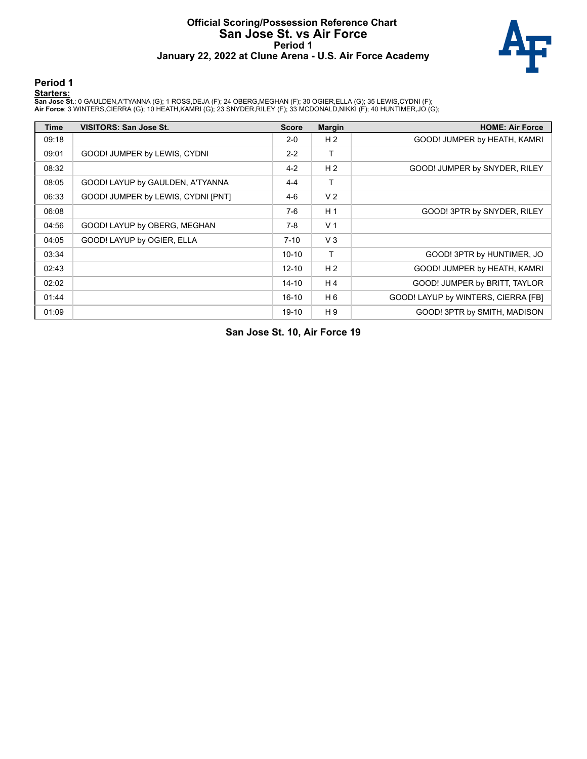# Official Scoring/Possession Reference Chart
## San Jose St. vs Air Force
### Period 1
### January 22, 2022 at Clune Arena - U.S. Air Force Academy

## Period 1

**Starters:**

**San Jose St.**: 0 GAULDEN,A'TYANNA (G); 1 ROSS,DEJA (F); 24 OBERG,MEGHAN (F); 30 OGIER,ELLA (G); 35 LEWIS,CYDNI (F);
**Air Force**: 3 WINTERS,CIERRA (G); 10 HEATH,KAMRI (G); 23 SNYDER,RILEY (F); 33 MCDONALD,NIKKI (F); 40 HUNTIMER,JO (G);

| Time | VISITORS: San Jose St. | Score | Margin | HOME: Air Force |
|---|---|---|---|---|
| 09:18 | | 2-0 | H 2 | GOOD! JUMPER by HEATH, KAMRI |
| 09:01 | GOOD! JUMPER by LEWIS, CYDNI | 2-2 | T | |
| 08:32 | | 4-2 | H 2 | GOOD! JUMPER by SNYDER, RILEY |
| 08:05 | GOOD! LAYUP by GAULDEN, A'TYANNA | 4-4 | T | |
| 06:33 | GOOD! JUMPER by LEWIS, CYDNI [PNT] | 4-6 | V 2 | |
| 06:08 | | 7-6 | H 1 | GOOD! 3PTR by SNYDER, RILEY |
| 04:56 | GOOD! LAYUP by OBERG, MEGHAN | 7-8 | V 1 | |
| 04:05 | GOOD! LAYUP by OGIER, ELLA | 7-10 | V 3 | |
| 03:34 | | 10-10 | T | GOOD! 3PTR by HUNTIMER, JO |
| 02:43 | | 12-10 | H 2 | GOOD! JUMPER by HEATH, KAMRI |
| 02:02 | | 14-10 | H 4 | GOOD! JUMPER by BRITT, TAYLOR |
| 01:44 | | 16-10 | H 6 | GOOD! LAYUP by WINTERS, CIERRA [FB] |
| 01:09 | | 19-10 | H 9 | GOOD! 3PTR by SMITH, MADISON |

**San Jose St. 10, Air Force 19**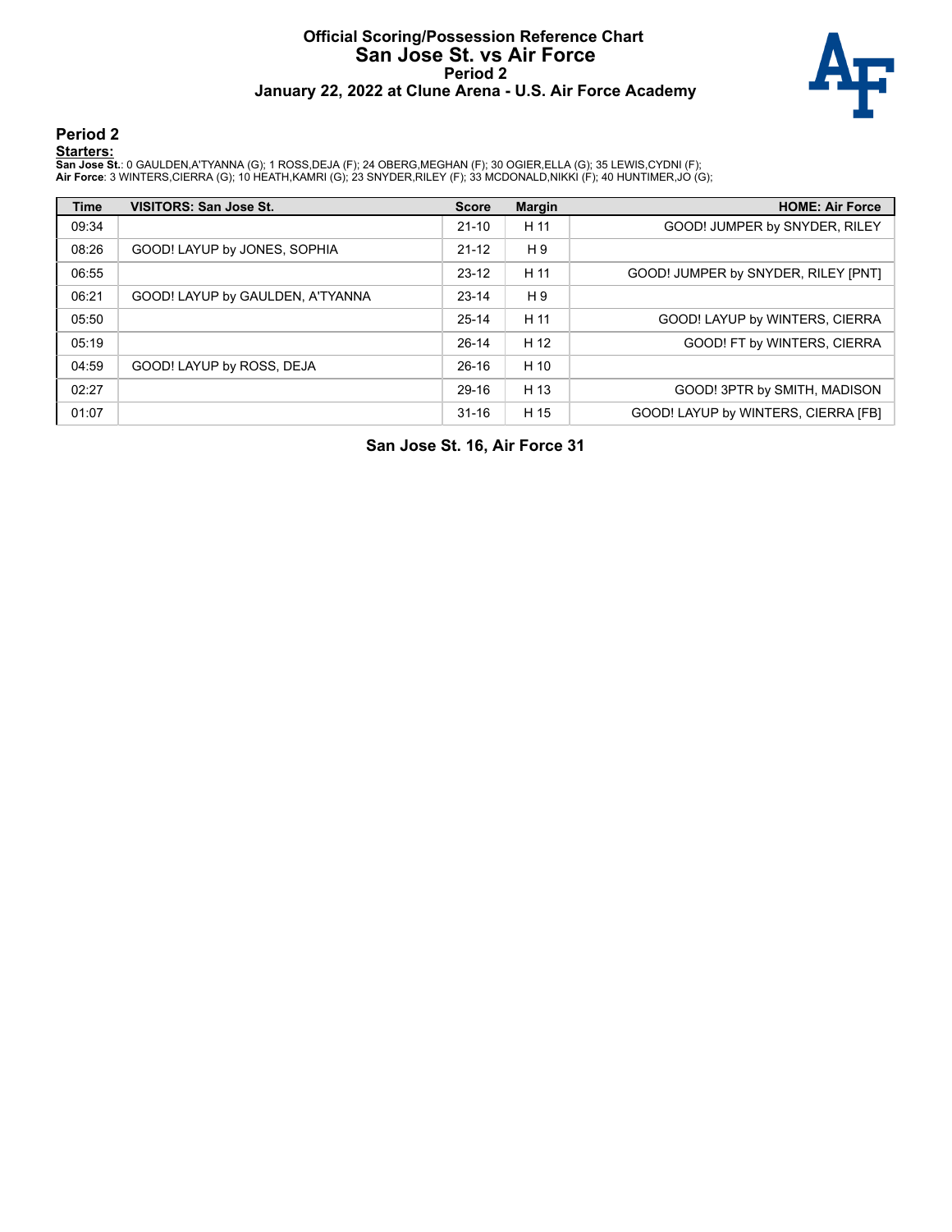# Official Scoring/Possession Reference Chart
# San Jose St. vs Air Force
## Period 2
### January 22, 2022 at Clune Arena - U.S. Air Force Academy

## Period 2

**Starters:**

**San Jose St.**: 0 GAULDEN,A'TYANNA (G); 1 ROSS,DEJA (F); 24 OBERG,MEGHAN (F); 30 OGIER,ELLA (G); 35 LEWIS,CYDNI (F);
**Air Force**: 3 WINTERS,CIERRA (G); 10 HEATH,KAMRI (G); 23 SNYDER,RILEY (F); 33 MCDONALD,NIKKI (F); 40 HUNTIMER,JO (G);

| Time | VISITORS: San Jose St. | Score | Margin | HOME: Air Force |
|---|---|---|---|---|
| 09:34 | | 21-10 | H 11 | GOOD! JUMPER by SNYDER, RILEY |
| 08:26 | GOOD! LAYUP by JONES, SOPHIA | 21-12 | H 9 | |
| 06:55 | | 23-12 | H 11 | GOOD! JUMPER by SNYDER, RILEY [PNT] |
| 06:21 | GOOD! LAYUP by GAULDEN, A'TYANNA | 23-14 | H 9 | |
| 05:50 | | 25-14 | H 11 | GOOD! LAYUP by WINTERS, CIERRA |
| 05:19 | | 26-14 | H 12 | GOOD! FT by WINTERS, CIERRA |
| 04:59 | GOOD! LAYUP by ROSS, DEJA | 26-16 | H 10 | |
| 02:27 | | 29-16 | H 13 | GOOD! 3PTR by SMITH, MADISON |
| 01:07 | | 31-16 | H 15 | GOOD! LAYUP by WINTERS, CIERRA [FB] |

**San Jose St. 16, Air Force 31**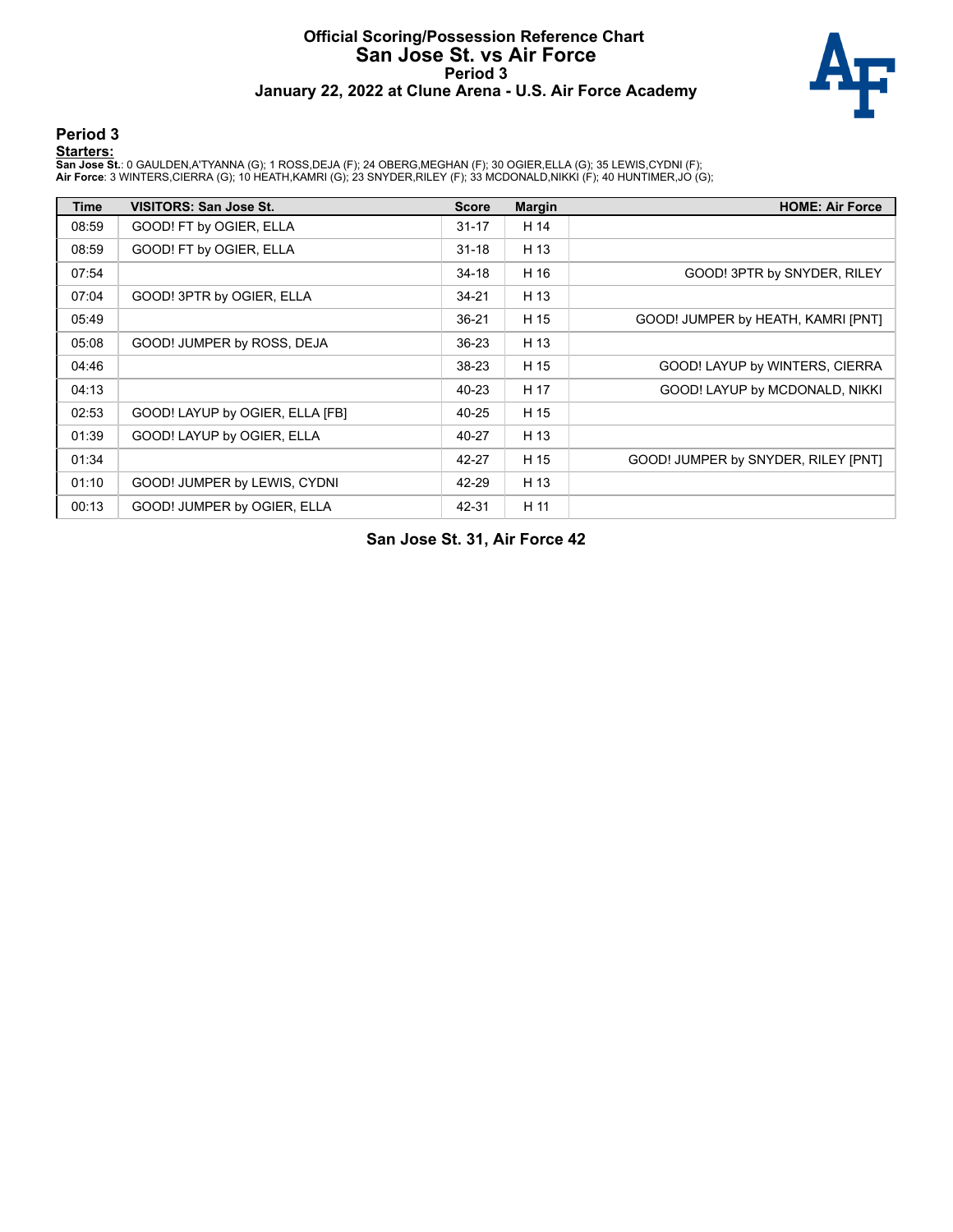# Official Scoring/Possession Reference Chart
## San Jose St. vs Air Force
### Period 3
### January 22, 2022 at Clune Arena - U.S. Air Force Academy

## Period 3

**Starters:**

**San Jose St.**: 0 GAULDEN,A'TYANNA (G); 1 ROSS,DEJA (F); 24 OBERG,MEGHAN (F); 30 OGIER,ELLA (G); 35 LEWIS,CYDNI (F);
**Air Force**: 3 WINTERS,CIERRA (G); 10 HEATH,KAMRI (G); 23 SNYDER,RILEY (F); 33 MCDONALD,NIKKI (F); 40 HUNTIMER,JO (G);

| Time | VISITORS: San Jose St. | Score | Margin | HOME: Air Force |
|---|---|---|---|---|
| 08:59 | GOOD! FT by OGIER, ELLA | 31-17 | H 14 | |
| 08:59 | GOOD! FT by OGIER, ELLA | 31-18 | H 13 | |
| 07:54 | | 34-18 | H 16 | GOOD! 3PTR by SNYDER, RILEY |
| 07:04 | GOOD! 3PTR by OGIER, ELLA | 34-21 | H 13 | |
| 05:49 | | 36-21 | H 15 | GOOD! JUMPER by HEATH, KAMRI [PNT] |
| 05:08 | GOOD! JUMPER by ROSS, DEJA | 36-23 | H 13 | |
| 04:46 | | 38-23 | H 15 | GOOD! LAYUP by WINTERS, CIERRA |
| 04:13 | | 40-23 | H 17 | GOOD! LAYUP by MCDONALD, NIKKI |
| 02:53 | GOOD! LAYUP by OGIER, ELLA [FB] | 40-25 | H 15 | |
| 01:39 | GOOD! LAYUP by OGIER, ELLA | 40-27 | H 13 | |
| 01:34 | | 42-27 | H 15 | GOOD! JUMPER by SNYDER, RILEY [PNT] |
| 01:10 | GOOD! JUMPER by LEWIS, CYDNI | 42-29 | H 13 | |
| 00:13 | GOOD! JUMPER by OGIER, ELLA | 42-31 | H 11 | |

**San Jose St. 31, Air Force 42**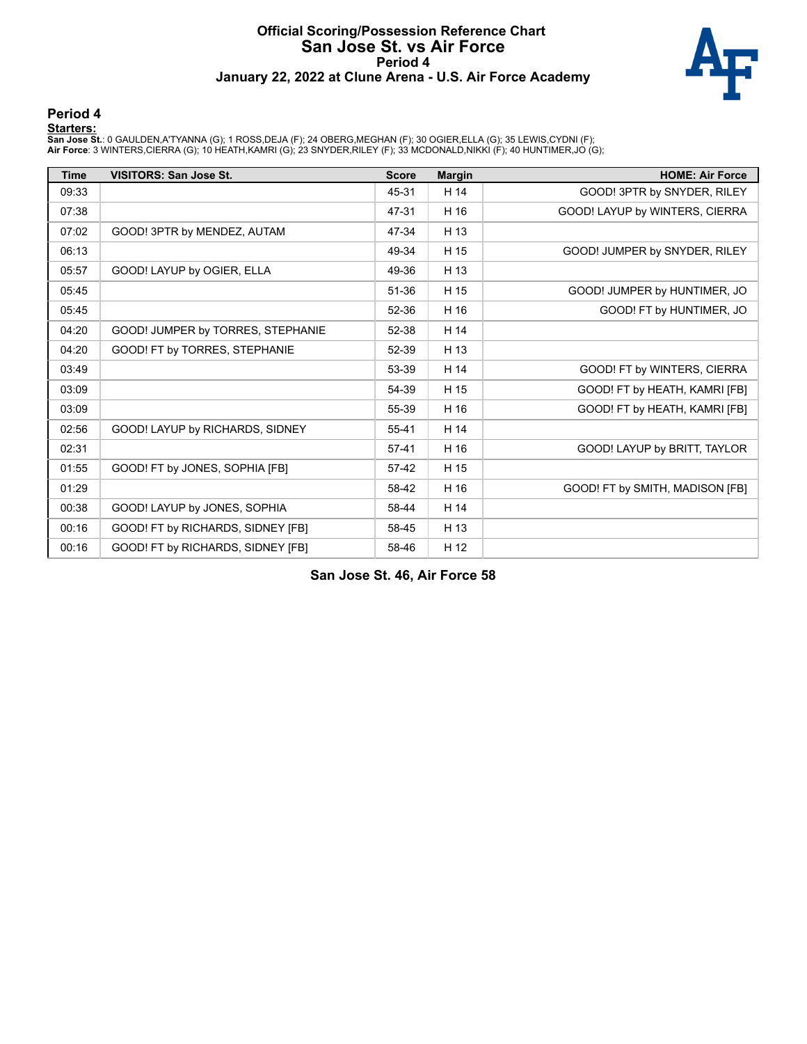# Official Scoring/Possession Reference Chart
# San Jose St. vs Air Force
## Period 4
### January 22, 2022 at Clune Arena - U.S. Air Force Academy

## Period 4

**Starters:**

**San Jose St.**: 0 GAULDEN,A'TYANNA (G); 1 ROSS,DEJA (F); 24 OBERG,MEGHAN (F); 30 OGIER,ELLA (G); 35 LEWIS,CYDNI (F);
**Air Force**: 3 WINTERS,CIERRA (G); 10 HEATH,KAMRI (G); 23 SNYDER,RILEY (F); 33 MCDONALD,NIKKI (F); 40 HUNTIMER,JO (G);

| Time | VISITORS: San Jose St. | Score | Margin | HOME: Air Force |
|---|---|---|---|---|
| 09:33 | | 45-31 | H 14 | GOOD! 3PTR by SNYDER, RILEY |
| 07:38 | | 47-31 | H 16 | GOOD! LAYUP by WINTERS, CIERRA |
| 07:02 | GOOD! 3PTR by MENDEZ, AUTAM | 47-34 | H 13 | |
| 06:13 | | 49-34 | H 15 | GOOD! JUMPER by SNYDER, RILEY |
| 05:57 | GOOD! LAYUP by OGIER, ELLA | 49-36 | H 13 | |
| 05:45 | | 51-36 | H 15 | GOOD! JUMPER by HUNTIMER, JO |
| 05:45 | | 52-36 | H 16 | GOOD! FT by HUNTIMER, JO |
| 04:20 | GOOD! JUMPER by TORRES, STEPHANIE | 52-38 | H 14 | |
| 04:20 | GOOD! FT by TORRES, STEPHANIE | 52-39 | H 13 | |
| 03:49 | | 53-39 | H 14 | GOOD! FT by WINTERS, CIERRA |
| 03:09 | | 54-39 | H 15 | GOOD! FT by HEATH, KAMRI [FB] |
| 03:09 | | 55-39 | H 16 | GOOD! FT by HEATH, KAMRI [FB] |
| 02:56 | GOOD! LAYUP by RICHARDS, SIDNEY | 55-41 | H 14 | |
| 02:31 | | 57-41 | H 16 | GOOD! LAYUP by BRITT, TAYLOR |
| 01:55 | GOOD! FT by JONES, SOPHIA [FB] | 57-42 | H 15 | |
| 01:29 | | 58-42 | H 16 | GOOD! FT by SMITH, MADISON [FB] |
| 00:38 | GOOD! LAYUP by JONES, SOPHIA | 58-44 | H 14 | |
| 00:16 | GOOD! FT by RICHARDS, SIDNEY [FB] | 58-45 | H 13 | |
| 00:16 | GOOD! FT by RICHARDS, SIDNEY [FB] | 58-46 | H 12 | |

**San Jose St. 46, Air Force 58**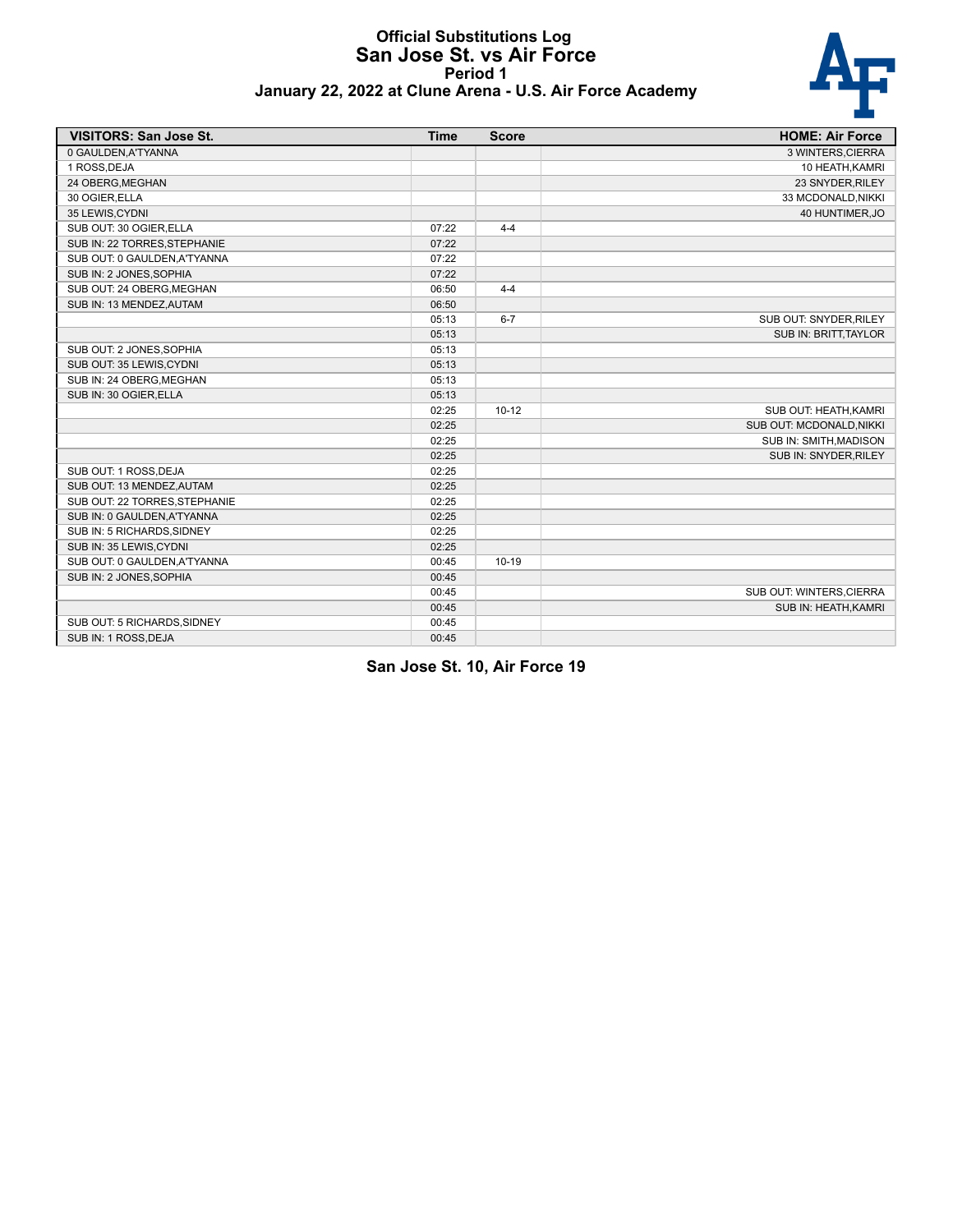# Official Substitutions Log
## San Jose St. vs Air Force
### Period 1
### January 22, 2022 at Clune Arena - U.S. Air Force Academy

| VISITORS: San Jose St. | Time | Score | HOME: Air Force |
|---|---|---|---|
| 0 GAULDEN,A'TYANNA | | | 3 WINTERS,CIERRA |
| 1 ROSS,DEJA | | | 10 HEATH,KAMRI |
| 24 OBERG,MEGHAN | | | 23 SNYDER,RILEY |
| 30 OGIER,ELLA | | | 33 MCDONALD,NIKKI |
| 35 LEWIS,CYDNI | | | 40 HUNTIMER,JO |
| SUB OUT: 30 OGIER,ELLA | 07:22 | 4-4 | |
| SUB IN: 22 TORRES,STEPHANIE | 07:22 | | |
| SUB OUT: 0 GAULDEN,A'TYANNA | 07:22 | | |
| SUB IN: 2 JONES,SOPHIA | 07:22 | | |
| SUB OUT: 24 OBERG,MEGHAN | 06:50 | 4-4 | |
| SUB IN: 13 MENDEZ,AUTAM | 06:50 | | |
| | 05:13 | 6-7 | SUB OUT: SNYDER,RILEY |
| | 05:13 | | SUB IN: BRITT,TAYLOR |
| SUB OUT: 2 JONES,SOPHIA | 05:13 | | |
| SUB OUT: 35 LEWIS,CYDNI | 05:13 | | |
| SUB IN: 24 OBERG,MEGHAN | 05:13 | | |
| SUB IN: 30 OGIER,ELLA | 05:13 | | |
| | 02:25 | 10-12 | SUB OUT: HEATH,KAMRI |
| | 02:25 | | SUB OUT: MCDONALD,NIKKI |
| | 02:25 | | SUB IN: SMITH,MADISON |
| | 02:25 | | SUB IN: SNYDER,RILEY |
| SUB OUT: 1 ROSS,DEJA | 02:25 | | |
| SUB OUT: 13 MENDEZ,AUTAM | 02:25 | | |
| SUB OUT: 22 TORRES,STEPHANIE | 02:25 | | |
| SUB IN: 0 GAULDEN,A'TYANNA | 02:25 | | |
| SUB IN: 5 RICHARDS,SIDNEY | 02:25 | | |
| SUB IN: 35 LEWIS,CYDNI | 02:25 | | |
| SUB OUT: 0 GAULDEN,A'TYANNA | 00:45 | 10-19 | |
| SUB IN: 2 JONES,SOPHIA | 00:45 | | |
| | 00:45 | | SUB OUT: WINTERS,CIERRA |
| | 00:45 | | SUB IN: HEATH,KAMRI |
| SUB OUT: 5 RICHARDS,SIDNEY | 00:45 | | |
| SUB IN: 1 ROSS,DEJA | 00:45 | | |

**San Jose St. 10, Air Force 19**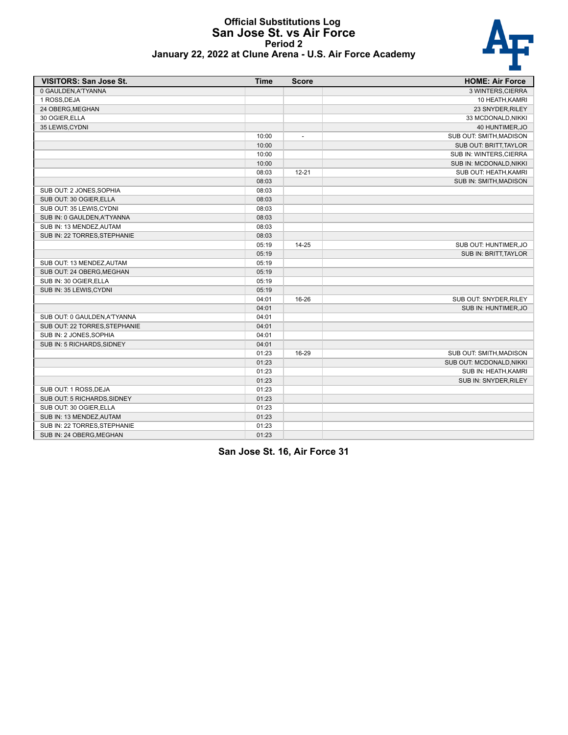# Official Substitutions Log
## San Jose St. vs Air Force
### Period 2
### January 22, 2022 at Clune Arena - U.S. Air Force Academy

| VISITORS: San Jose St. | Time | Score | HOME: Air Force |
|---|---|---|---|
| 0 GAULDEN,A'TYANNA | | | 3 WINTERS,CIERRA |
| 1 ROSS,DEJA | | | 10 HEATH,KAMRI |
| 24 OBERG,MEGHAN | | | 23 SNYDER,RILEY |
| 30 OGIER,ELLA | | | 33 MCDONALD,NIKKI |
| 35 LEWIS,CYDNI | | | 40 HUNTIMER,JO |
| | 10:00 | - | SUB OUT: SMITH,MADISON |
| | 10:00 | | SUB OUT: BRITT,TAYLOR |
| | 10:00 | | SUB IN: WINTERS,CIERRA |
| | 10:00 | | SUB IN: MCDONALD,NIKKI |
| | 08:03 | 12-21 | SUB OUT: HEATH,KAMRI |
| | 08:03 | | SUB IN: SMITH,MADISON |
| SUB OUT: 2 JONES,SOPHIA | 08:03 | | |
| SUB OUT: 30 OGIER,ELLA | 08:03 | | |
| SUB OUT: 35 LEWIS,CYDNI | 08:03 | | |
| SUB IN: 0 GAULDEN,A'TYANNA | 08:03 | | |
| SUB IN: 13 MENDEZ,AUTAM | 08:03 | | |
| SUB IN: 22 TORRES,STEPHANIE | 08:03 | | |
| | 05:19 | 14-25 | SUB OUT: HUNTIMER,JO |
| | 05:19 | | SUB IN: BRITT,TAYLOR |
| SUB OUT: 13 MENDEZ,AUTAM | 05:19 | | |
| SUB OUT: 24 OBERG,MEGHAN | 05:19 | | |
| SUB IN: 30 OGIER,ELLA | 05:19 | | |
| SUB IN: 35 LEWIS,CYDNI | 05:19 | | |
| | 04:01 | 16-26 | SUB OUT: SNYDER,RILEY |
| | 04:01 | | SUB IN: HUNTIMER,JO |
| SUB OUT: 0 GAULDEN,A'TYANNA | 04:01 | | |
| SUB OUT: 22 TORRES,STEPHANIE | 04:01 | | |
| SUB IN: 2 JONES,SOPHIA | 04:01 | | |
| SUB IN: 5 RICHARDS,SIDNEY | 04:01 | | |
| | 01:23 | 16-29 | SUB OUT: SMITH,MADISON |
| | 01:23 | | SUB OUT: MCDONALD,NIKKI |
| | 01:23 | | SUB IN: HEATH,KAMRI |
| | 01:23 | | SUB IN: SNYDER,RILEY |
| SUB OUT: 1 ROSS,DEJA | 01:23 | | |
| SUB OUT: 5 RICHARDS,SIDNEY | 01:23 | | |
| SUB OUT: 30 OGIER,ELLA | 01:23 | | |
| SUB IN: 13 MENDEZ,AUTAM | 01:23 | | |
| SUB IN: 22 TORRES,STEPHANIE | 01:23 | | |
| SUB IN: 24 OBERG,MEGHAN | 01:23 | | |

**San Jose St. 16, Air Force 31**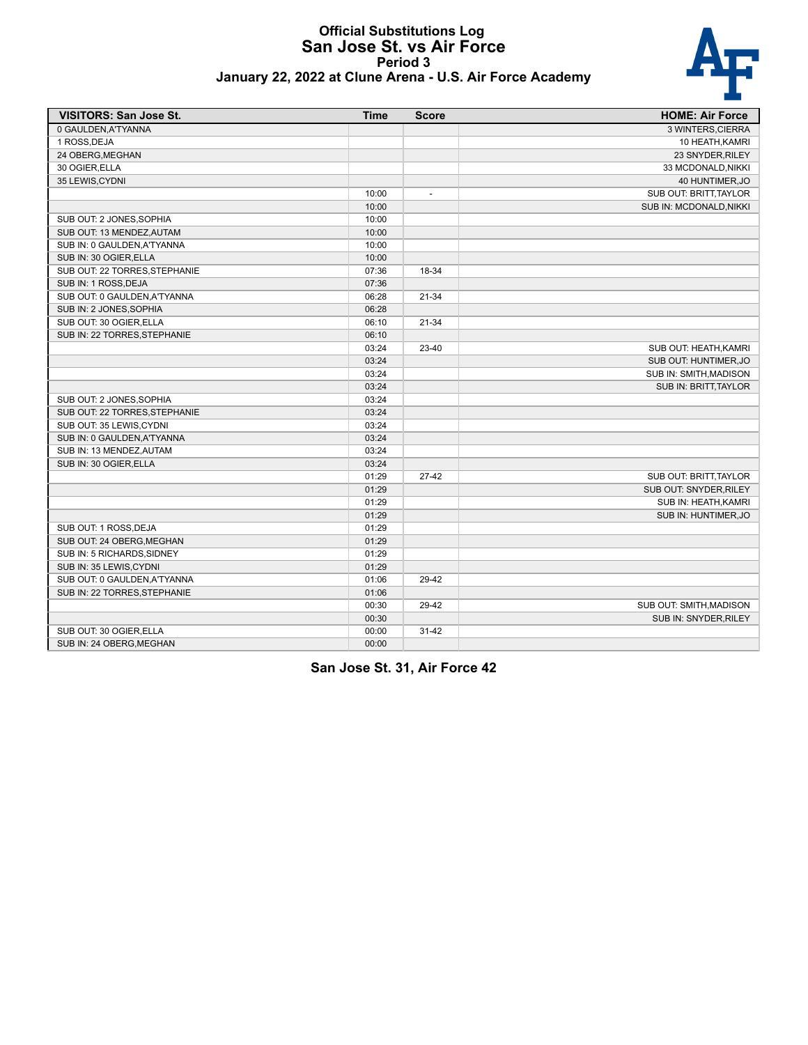# Official Substitutions Log
## San Jose St. vs Air Force
### Period 3
### January 22, 2022 at Clune Arena - U.S. Air Force Academy

| VISITORS: San Jose St. | Time | Score | HOME: Air Force |
|---|---|---|---|
| 0 GAULDEN,A'TYANNA | | | 3 WINTERS,CIERRA |
| 1 ROSS,DEJA | | | 10 HEATH,KAMRI |
| 24 OBERG,MEGHAN | | | 23 SNYDER,RILEY |
| 30 OGIER,ELLA | | | 33 MCDONALD,NIKKI |
| 35 LEWIS,CYDNI | | | 40 HUNTIMER,JO |
| | 10:00 | - | SUB OUT: BRITT,TAYLOR |
| | 10:00 | | SUB IN: MCDONALD,NIKKI |
| SUB OUT: 2 JONES,SOPHIA | 10:00 | | |
| SUB OUT: 13 MENDEZ,AUTAM | 10:00 | | |
| SUB IN: 0 GAULDEN,A'TYANNA | 10:00 | | |
| SUB IN: 30 OGIER,ELLA | 10:00 | | |
| SUB OUT: 22 TORRES,STEPHANIE | 07:36 | 18-34 | |
| SUB IN: 1 ROSS,DEJA | 07:36 | | |
| SUB OUT: 0 GAULDEN,A'TYANNA | 06:28 | 21-34 | |
| SUB IN: 2 JONES,SOPHIA | 06:28 | | |
| SUB OUT: 30 OGIER,ELLA | 06:10 | 21-34 | |
| SUB IN: 22 TORRES,STEPHANIE | 06:10 | | |
| | 03:24 | 23-40 | SUB OUT: HEATH,KAMRI |
| | 03:24 | | SUB OUT: HUNTIMER,JO |
| | 03:24 | | SUB IN: SMITH,MADISON |
| | 03:24 | | SUB IN: BRITT,TAYLOR |
| SUB OUT: 2 JONES,SOPHIA | 03:24 | | |
| SUB OUT: 22 TORRES,STEPHANIE | 03:24 | | |
| SUB OUT: 35 LEWIS,CYDNI | 03:24 | | |
| SUB IN: 0 GAULDEN,A'TYANNA | 03:24 | | |
| SUB IN: 13 MENDEZ,AUTAM | 03:24 | | |
| SUB IN: 30 OGIER,ELLA | 03:24 | | |
| | 01:29 | 27-42 | SUB OUT: BRITT,TAYLOR |
| | 01:29 | | SUB OUT: SNYDER,RILEY |
| | 01:29 | | SUB IN: HEATH,KAMRI |
| | 01:29 | | SUB IN: HUNTIMER,JO |
| SUB OUT: 1 ROSS,DEJA | 01:29 | | |
| SUB OUT: 24 OBERG,MEGHAN | 01:29 | | |
| SUB IN: 5 RICHARDS,SIDNEY | 01:29 | | |
| SUB IN: 35 LEWIS,CYDNI | 01:29 | | |
| SUB OUT: 0 GAULDEN,A'TYANNA | 01:06 | 29-42 | |
| SUB IN: 22 TORRES,STEPHANIE | 01:06 | | |
| | 00:30 | 29-42 | SUB OUT: SMITH,MADISON |
| | 00:30 | | SUB IN: SNYDER,RILEY |
| SUB OUT: 30 OGIER,ELLA | 00:00 | 31-42 | |
| SUB IN: 24 OBERG,MEGHAN | 00:00 | | |

**San Jose St. 31, Air Force 42**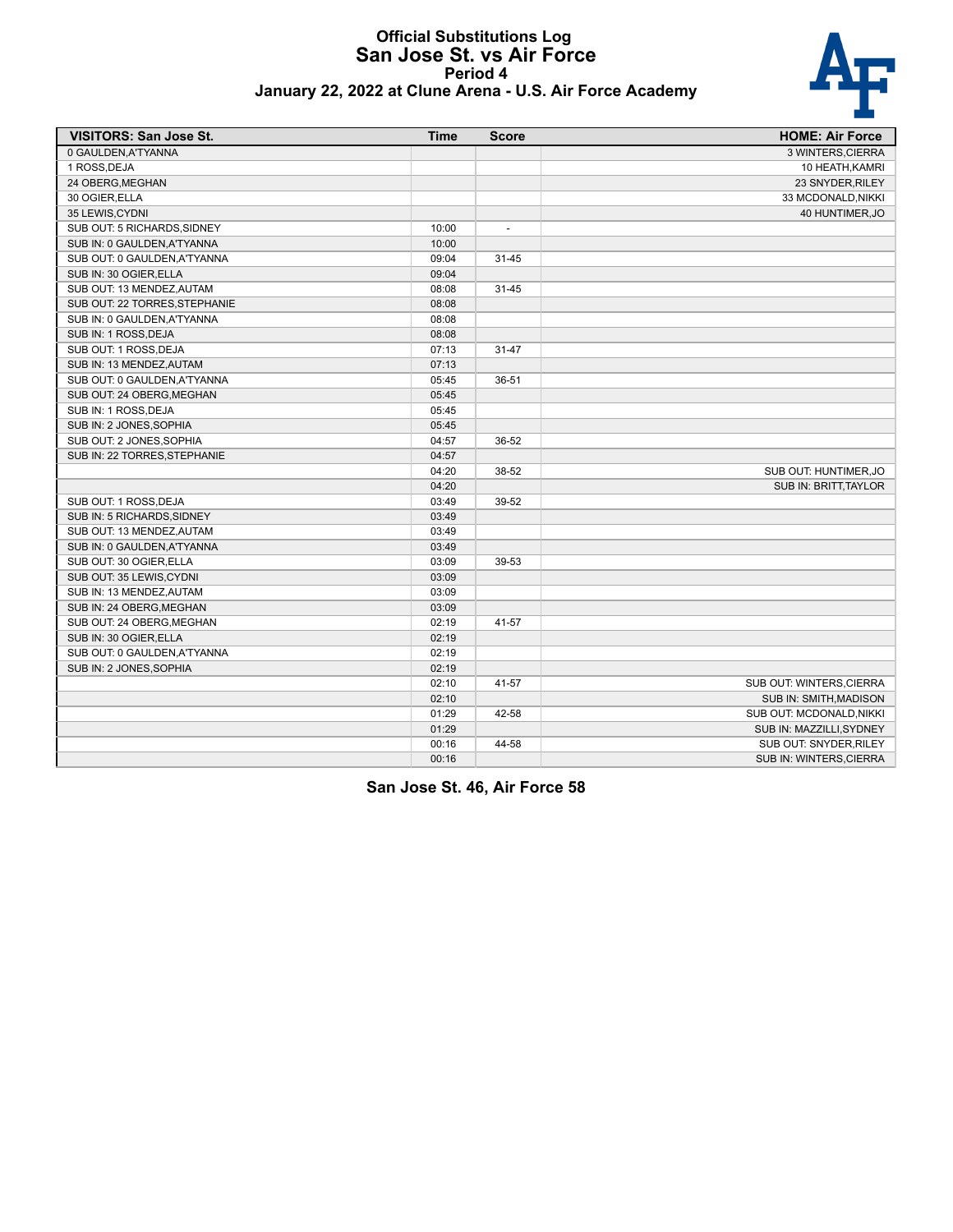# Official Substitutions Log
## San Jose St. vs Air Force
### Period 4
### January 22, 2022 at Clune Arena - U.S. Air Force Academy

| VISITORS: San Jose St. | Time | Score | HOME: Air Force |
|---|---|---|---|
| 0 GAULDEN,A'TYANNA | | | 3 WINTERS,CIERRA |
| 1 ROSS,DEJA | | | 10 HEATH,KAMRI |
| 24 OBERG,MEGHAN | | | 23 SNYDER,RILEY |
| 30 OGIER,ELLA | | | 33 MCDONALD,NIKKI |
| 35 LEWIS,CYDNI | | | 40 HUNTIMER,JO |
| SUB OUT: 5 RICHARDS,SIDNEY | 10:00 | - | |
| SUB IN: 0 GAULDEN,A'TYANNA | 10:00 | | |
| SUB OUT: 0 GAULDEN,A'TYANNA | 09:04 | 31-45 | |
| SUB IN: 30 OGIER,ELLA | 09:04 | | |
| SUB OUT: 13 MENDEZ,AUTAM | 08:08 | 31-45 | |
| SUB OUT: 22 TORRES,STEPHANIE | 08:08 | | |
| SUB IN: 0 GAULDEN,A'TYANNA | 08:08 | | |
| SUB IN: 1 ROSS,DEJA | 08:08 | | |
| SUB OUT: 1 ROSS,DEJA | 07:13 | 31-47 | |
| SUB IN: 13 MENDEZ,AUTAM | 07:13 | | |
| SUB OUT: 0 GAULDEN,A'TYANNA | 05:45 | 36-51 | |
| SUB OUT: 24 OBERG,MEGHAN | 05:45 | | |
| SUB IN: 1 ROSS,DEJA | 05:45 | | |
| SUB IN: 2 JONES,SOPHIA | 05:45 | | |
| SUB OUT: 2 JONES,SOPHIA | 04:57 | 36-52 | |
| SUB IN: 22 TORRES,STEPHANIE | 04:57 | | |
| | 04:20 | 38-52 | SUB OUT: HUNTIMER,JO |
| | 04:20 | | SUB IN: BRITT,TAYLOR |
| SUB OUT: 1 ROSS,DEJA | 03:49 | 39-52 | |
| SUB IN: 5 RICHARDS,SIDNEY | 03:49 | | |
| SUB OUT: 13 MENDEZ,AUTAM | 03:49 | | |
| SUB IN: 0 GAULDEN,A'TYANNA | 03:49 | | |
| SUB OUT: 30 OGIER,ELLA | 03:09 | 39-53 | |
| SUB OUT: 35 LEWIS,CYDNI | 03:09 | | |
| SUB IN: 13 MENDEZ,AUTAM | 03:09 | | |
| SUB IN: 24 OBERG,MEGHAN | 03:09 | | |
| SUB OUT: 24 OBERG,MEGHAN | 02:19 | 41-57 | |
| SUB IN: 30 OGIER,ELLA | 02:19 | | |
| SUB OUT: 0 GAULDEN,A'TYANNA | 02:19 | | |
| SUB IN: 2 JONES,SOPHIA | 02:19 | | |
| | 02:10 | 41-57 | SUB OUT: WINTERS,CIERRA |
| | 02:10 | | SUB IN: SMITH,MADISON |
| | 01:29 | 42-58 | SUB OUT: MCDONALD,NIKKI |
| | 01:29 | | SUB IN: MAZZILLI,SYDNEY |
| | 00:16 | 44-58 | SUB OUT: SNYDER,RILEY |
| | 00:16 | | SUB IN: WINTERS,CIERRA |

**San Jose St. 46, Air Force 58**